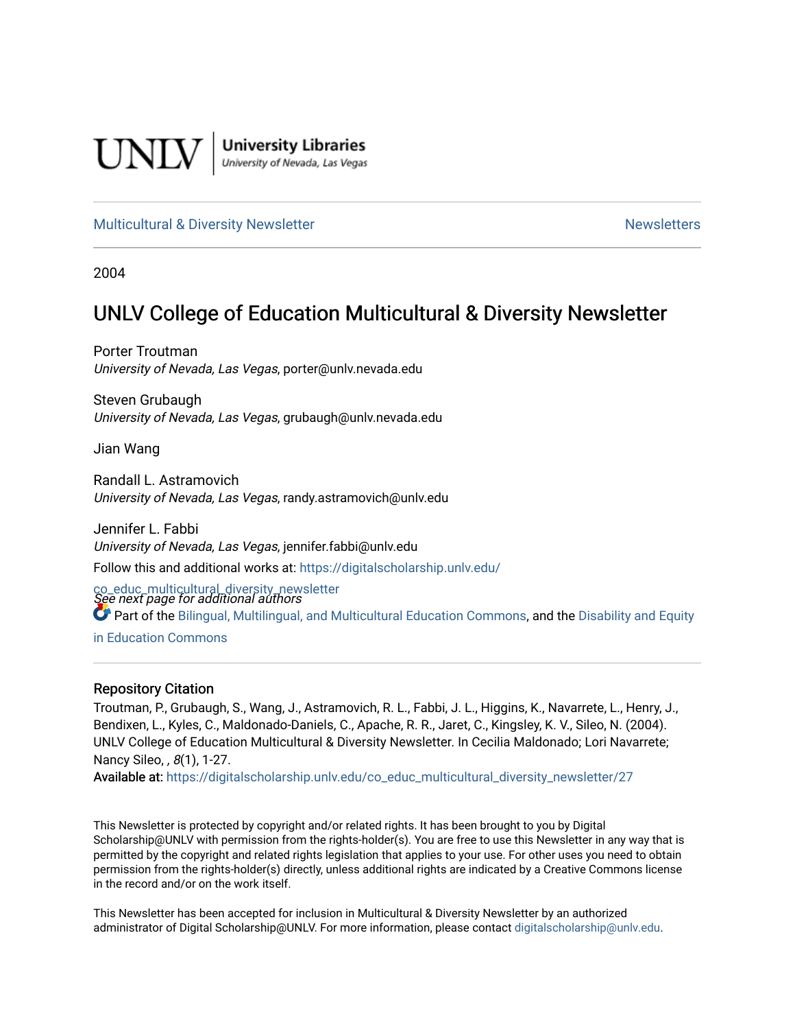UNLV | University Libraries
University of Nevada, Las Vegas

Multicultural & Diversity Newsletter — Newsletters

2004

# UNLV College of Education Multicultural & Diversity Newsletter

Porter Troutman
*University of Nevada, Las Vegas*, porter@unlv.nevada.edu

Steven Grubaugh
*University of Nevada, Las Vegas*, grubaugh@unlv.nevada.edu

Jian Wang

Randall L. Astramovich
*University of Nevada, Las Vegas*, randy.astramovich@unlv.edu

Jennifer L. Fabbi
*University of Nevada, Las Vegas*, jennifer.fabbi@unlv.edu

*See next page for additional authors*

Follow this and additional works at: https://digitalscholarship.unlv.edu/co_educ_multicultural_diversity_newsletter

Part of the Bilingual, Multilingual, and Multicultural Education Commons, and the Disability and Equity in Education Commons

## Repository Citation

Troutman, P., Grubaugh, S., Wang, J., Astramovich, R. L., Fabbi, J. L., Higgins, K., Navarrete, L., Henry, J., Bendixen, L., Kyles, C., Maldonado-Daniels, C., Apache, R. R., Jaret, C., Kingsley, K. V., Sileo, N. (2004). UNLV College of Education Multicultural & Diversity Newsletter. In Cecilia Maldonado; Lori Navarrete; Nancy Sileo, , *8*(1), 1-27.
**Available at:** https://digitalscholarship.unlv.edu/co_educ_multicultural_diversity_newsletter/27

This Newsletter is protected by copyright and/or related rights. It has been brought to you by Digital Scholarship@UNLV with permission from the rights-holder(s). You are free to use this Newsletter in any way that is permitted by the copyright and related rights legislation that applies to your use. For other uses you need to obtain permission from the rights-holder(s) directly, unless additional rights are indicated by a Creative Commons license in the record and/or on the work itself.

This Newsletter has been accepted for inclusion in Multicultural & Diversity Newsletter by an authorized administrator of Digital Scholarship@UNLV. For more information, please contact digitalscholarship@unlv.edu.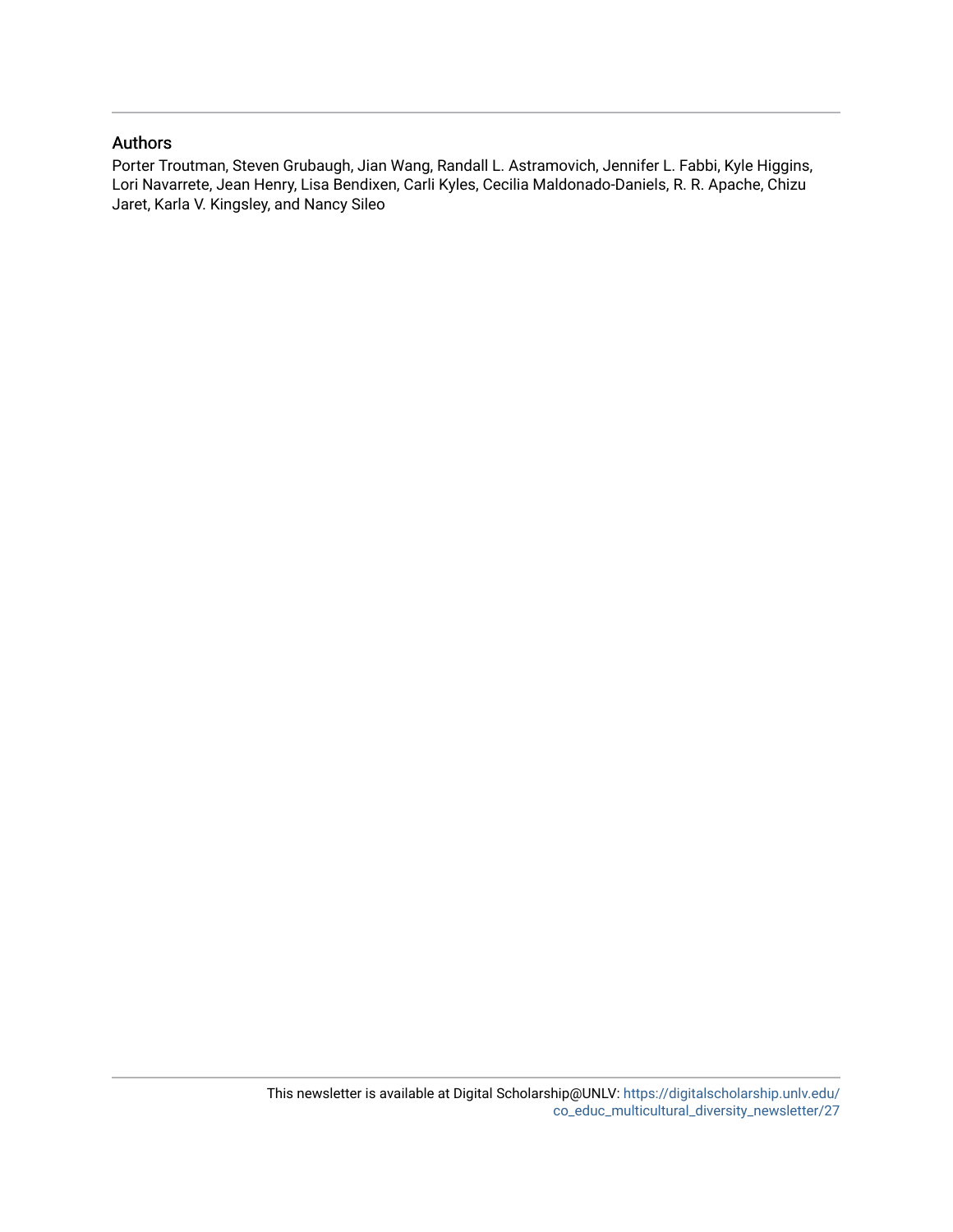## Authors

Porter Troutman, Steven Grubaugh, Jian Wang, Randall L. Astramovich, Jennifer L. Fabbi, Kyle Higgins, Lori Navarrete, Jean Henry, Lisa Bendixen, Carli Kyles, Cecilia Maldonado-Daniels, R. R. Apache, Chizu Jaret, Karla V. Kingsley, and Nancy Sileo

This newsletter is available at Digital Scholarship@UNLV: https://digitalscholarship.unlv.edu/co_educ_multicultural_diversity_newsletter/27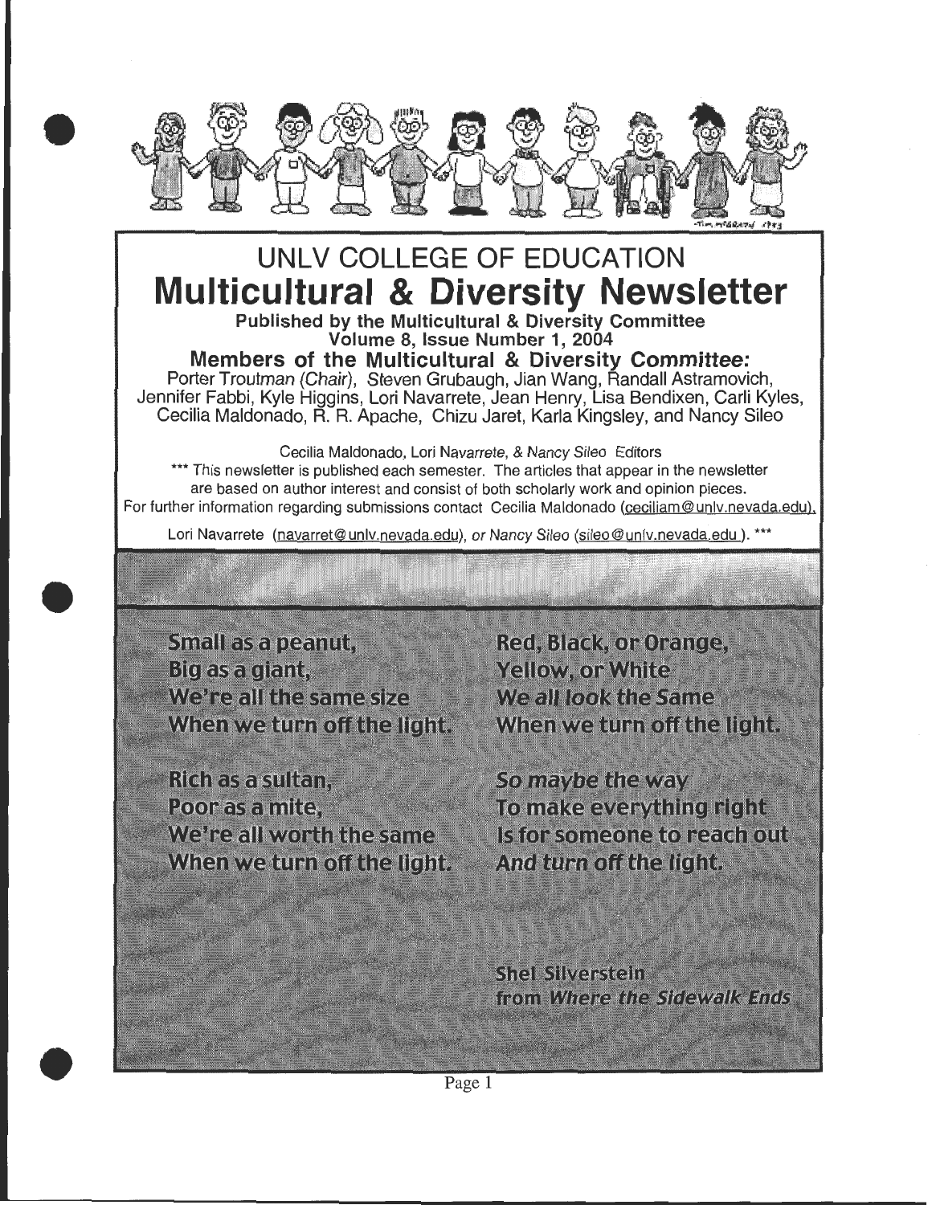# UNLV COLLEGE OF EDUCATION

# Multicultural & Diversity Newsletter

**Published by the Multicultural & Diversity Committee**
**Volume 8, Issue Number 1, 2004**

## Members of the Multicultural & Diversity Committee:

Porter Troutman *(Chair)*, Steven Grubaugh, Jian Wang, Randall Astramovich, Jennifer Fabbi, Kyle Higgins, Lori Navarrete, Jean Henry, Lisa Bendixen, Carli Kyles, Cecilia Maldonado, R. R. Apache, Chizu Jaret, Karla Kingsley, and Nancy Sileo

Cecilia Maldonado, Lori Navarrete, & Nancy Sileo Editors

\*\*\* This newsletter is published each semester. The articles that appear in the newsletter are based on author interest and consist of both scholarly work and opinion pieces. For further information regarding submissions contact Cecilia Maldonado (ceciliam@unlv.nevada.edu), Lori Navarrete (navarret@unlv.nevada.edu), or Nancy Sileo (sileo@unlv.nevada.edu ). \*\*\*

Small as a peanut,
Big as a giant,
We're all the same size
When we turn off the light.

Rich as a sultan,
Poor as a mite,
We're all worth the same
When we turn off the light.

Red, Black, or Orange,
Yellow, or White
We *all look* the Same
When we turn off the light.

*So maybe* the way
To make everything right
Is for someone to reach out
*And turn* off the light.

Shel Silverstein
from *Where the Sidewalk Ends*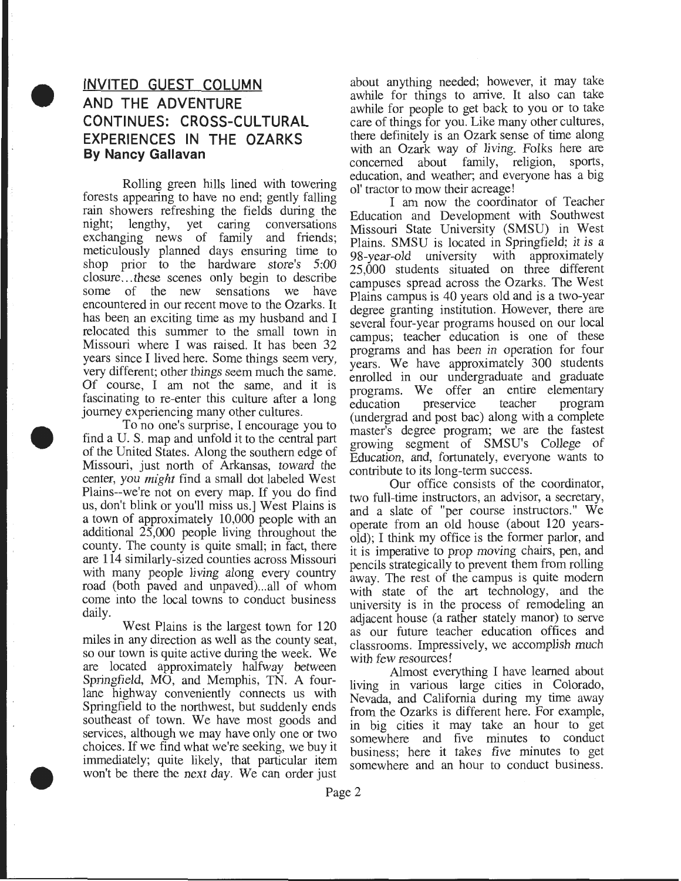## INVITED GUEST COLUMN

## AND THE ADVENTURE CONTINUES: CROSS-CULTURAL EXPERIENCES IN THE OZARKS

**By Nancy Gallavan**

Rolling green hills lined with towering forests appearing to have no end; gently falling rain showers refreshing the fields during the night; lengthy, yet caring conversations exchanging news of family and friends; meticulously planned days ensuring time to shop prior to the hardware store's 5:00 closure...these scenes only begin to describe some of the new sensations we have encountered in our recent move to the Ozarks. It has been an exciting time as my husband and I relocated this summer to the small town in Missouri where I was raised. It has been 32 years since I lived here. Some things seem very, very different; other things seem much the same. Of course, I am not the same, and it is fascinating to re-enter this culture after a long journey experiencing many other cultures.

To no one's surprise, I encourage you to find a U. S. map and unfold it to the central part of the United States. Along the southern edge of Missouri, just north of Arkansas, toward the center, *you might* find a small dot labeled West Plains--we're not on every map. If you do find us, don't blink or you'll miss us.] West Plains is a town of approximately 10,000 people with an additional 25,000 people living throughout the county. The county is quite small; in fact, there are 114 similarly-sized counties across Missouri with many people living along every country road (both paved and unpaved)...all of whom come into the local towns to conduct business daily.

West Plains is the largest town for 120 miles in any direction as well as the county seat, so our town is quite active during the week. We are located approximately halfway between Springfield, MO, and Memphis, TN. A four-lane highway conveniently connects us with Springfield to the northwest, but suddenly ends southeast of town. We have most goods and services, although we may have only one or two choices. If we find what we're seeking, we buy it immediately; quite likely, that particular item won't be there the *next* day. We can order just about anything needed; however, it may take awhile for things to arrive. It also can take awhile for people to get back to you or to take care of things for you. Like many other cultures, there definitely is an Ozark sense of time along with an Ozark way of living. Folks here are concerned about family, religion, sports, education, and weather; and everyone has a big ol' tractor to mow their acreage!

I am now the coordinator of Teacher Education and Development with Southwest Missouri State University (SMSU) in West Plains. SMSU is located in Springfield; it is a 98-year-old university with approximately 25,000 students situated on three different campuses spread across the Ozarks. The West Plains campus is 40 years old and is a two-year degree granting institution. However, there are several four-year programs housed on our local campus; teacher education is one of these programs and has been in operation for four years. We have approximately 300 students enrolled in our undergraduate and graduate programs. We offer an entire elementary education preservice teacher program (undergrad and post bac) along with a complete master's degree program; we are the fastest growing segment of SMSU's College of Education, and, fortunately, everyone wants to contribute to its long-term success.

Our office consists of the coordinator, two full-time instructors, an advisor, a secretary, and a slate of "per course instructors." We operate from an old house (about 120 years-old); I think my office is the former parlor, and it is imperative to prop moving chairs, pen, and pencils strategically to prevent them from rolling away. The rest of the campus is quite modern with state of the art technology, and the university is in the process of remodeling an adjacent house (a rather stately manor) to serve as our future teacher education offices and classrooms. Impressively, we accomplish much with few resources!

Almost everything I have learned about living in various large cities in Colorado, Nevada, and California during my time away from the Ozarks is different here. For example, in big cities it may take an hour to get somewhere and five minutes to conduct business; here it takes five minutes to get somewhere and an hour to conduct business.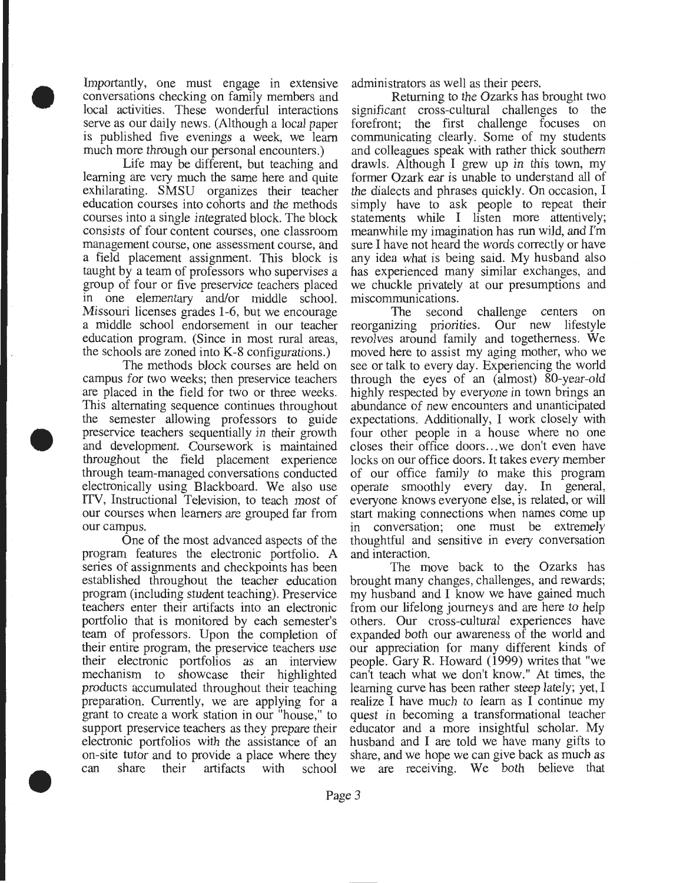Importantly, one must engage in extensive conversations checking on family members and local activities. These wonderful interactions serve as our daily news. (Although a local paper is published five evenings a week, we learn much more through our personal encounters.)

Life may be different, but teaching and learning are very much the same here and quite exhilarating. SMSU organizes their teacher education courses into cohorts and the methods courses into a single integrated block. The block consists of four content courses, one classroom management course, one assessment course, and a field placement assignment. This block is taught by a team of professors who supervises a group of four or five preservice teachers placed in one elementary and/or middle school. Missouri licenses grades 1-6, but we encourage a middle school endorsement in our teacher education program. (Since in most rural areas, the schools are zoned into K-8 configurations.)

The methods block courses are held on campus for two weeks; then preservice teachers are placed in the field for two or three weeks. This alternating sequence continues throughout the semester allowing professors to guide preservice teachers sequentially in their growth and development. Coursework is maintained throughout the field placement experience through team-managed conversations conducted electronically using Blackboard. We also use ITV, Instructional Television, to teach most of our courses when learners are grouped far from our campus.

One of the most advanced aspects of the program features the electronic portfolio. A series of assignments and checkpoints has been established throughout the teacher education program (including student teaching). Preservice teachers enter their artifacts into an electronic portfolio that is monitored by each semester's team of professors. Upon the completion of their entire program, the preservice teachers use their electronic portfolios as an interview mechanism to showcase their highlighted products accumulated throughout their teaching preparation. Currently, we are applying for a grant to create a work station in our "house," to support preservice teachers as they prepare their electronic portfolios with the assistance of an on-site tutor and to provide a place where they can share their artifacts with school administrators as well as their peers.

Returning to the Ozarks has brought two significant cross-cultural challenges to the forefront; the first challenge focuses on communicating clearly. Some of my students and colleagues speak with rather thick southern drawls. Although I grew up in this town, my former Ozark ear is unable to understand all of the dialects and phrases quickly. On occasion, I simply have to ask people to repeat their statements while I listen more attentively; meanwhile my imagination has run wild, and I'm sure I have not heard the words correctly or have any idea what is being said. My husband also has experienced many similar exchanges, and we chuckle privately at our presumptions and miscommunications.

The second challenge centers on reorganizing priorities. Our new lifestyle revolves around family and togetherness. We moved here to assist my aging mother, who we see or talk to every day. Experiencing the world through the eyes of an (almost) 80-year-old highly respected by everyone in town brings an abundance of new encounters and unanticipated expectations. Additionally, I work closely with four other people in a house where no one closes their office doors...we don't even have locks on our office doors. It takes every member of our office family to make this program operate smoothly every day. In general, everyone knows everyone else, is related, or will start making connections when names come up in conversation; one must be extremely thoughtful and sensitive in every conversation and interaction.

The move back to the Ozarks has brought many changes, challenges, and rewards; my husband and I know we have gained much from our lifelong journeys and are here to help others. Our cross-cultural experiences have expanded both our awareness of the world and our appreciation for many different kinds of people. Gary R. Howard (1999) writes that "we can't teach what we don't know." At times, the learning curve has been rather steep lately; yet, I realize I have much to learn as I continue my quest in becoming a transformational teacher educator and a more insightful scholar. My husband and I are told we have many gifts to share, and we hope we can give back as much as we are receiving. We both believe that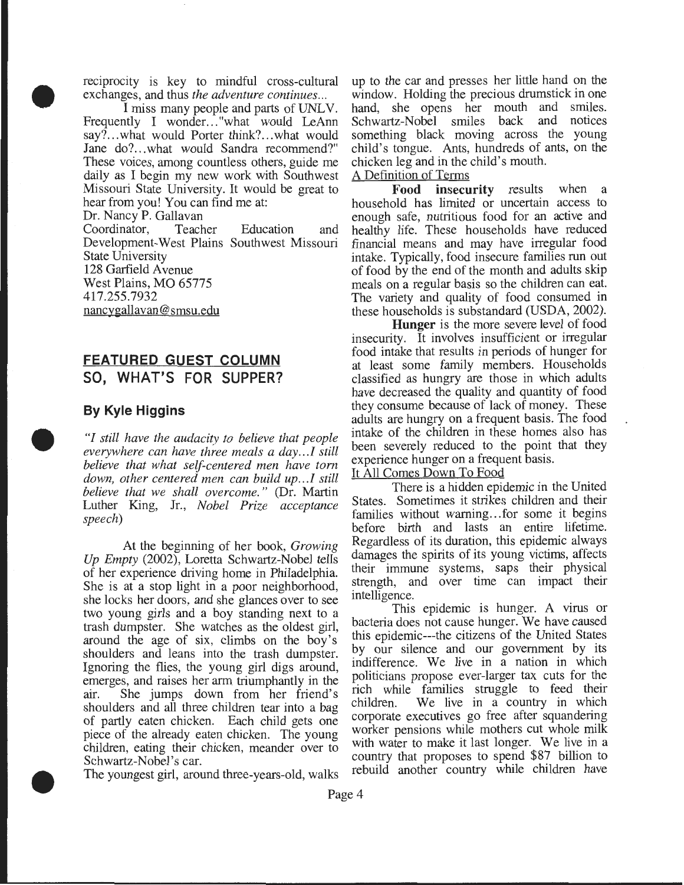reciprocity is key to mindful cross-cultural exchanges, and thus *the adventure continues...*

I miss many people and parts of UNLV. Frequently I wonder..."what would LeAnn say?...what would Porter think?...what would Jane do?...what would Sandra recommend?" These voices, among countless others, guide me daily as I begin my new work with Southwest Missouri State University. It would be great to hear from you! You can find me at:

Dr. Nancy P. Gallavan
Coordinator, Teacher Education and Development-West Plains Southwest Missouri State University
128 Garfield Avenue
West Plains, MO 65775
417.255.7932
nancygallavan@smsu.edu

## FEATURED GUEST COLUMN
## SO, WHAT'S FOR SUPPER?

### By Kyle Higgins

*"I still have the audacity to believe that people everywhere can have three meals a day...I still believe that what self-centered men have torn down, other centered men can build up...I still believe that we shall overcome."* (Dr. Martin Luther King, Jr., *Nobel Prize acceptance speech*)

At the beginning of her book, *Growing Up Empty* (2002), Loretta Schwartz-Nobel tells of her experience driving home in Philadelphia. She is at a stop light in a poor neighborhood, she locks her doors, and she glances over to see two young girls and a boy standing next to a trash dumpster. She watches as the oldest girl, around the age of six, climbs on the boy's shoulders and leans into the trash dumpster. Ignoring the flies, the young girl digs around, emerges, and raises her arm triumphantly in the air. She jumps down from her friend's shoulders and all three children tear into a bag of partly eaten chicken. Each child gets one piece of the already eaten chicken. The young children, eating their chicken, meander over to Schwartz-Nobel's car.

The youngest girl, around three-years-old, walks up to the car and presses her little hand on the window. Holding the precious drumstick in one hand, she opens her mouth and smiles. Schwartz-Nobel smiles back and notices something black moving across the young child's tongue. Ants, hundreds of ants, on the chicken leg and in the child's mouth.

A Definition of Terms

**Food insecurity** results when a household has limited or uncertain access to enough safe, nutritious food for an active and healthy life. These households have reduced financial means and may have irregular food intake. Typically, food insecure families run out of food by the end of the month and adults skip meals on a regular basis so the children can eat. The variety and quality of food consumed in these households is substandard (USDA, 2002).

**Hunger** is the more severe level of food insecurity. It involves insufficient or irregular food intake that results in periods of hunger for at least some family members. Households classified as hungry are those in which adults have decreased the quality and quantity of food they consume because of lack of money. These adults are hungry on a frequent basis. The food intake of the children in these homes also has been severely reduced to the point that they experience hunger on a frequent basis.

It All Comes Down To Food

There is a hidden epidemic in the United States. Sometimes it strikes children and their families without warning...for some it begins before birth and lasts an entire lifetime. Regardless of its duration, this epidemic always damages the spirits of its young victims, affects their immune systems, saps their physical strength, and over time can impact their intelligence.

This epidemic is hunger. A virus or bacteria does not cause hunger. We have caused this epidemic---the citizens of the United States by our silence and our government by its indifference. We live in a nation in which politicians propose ever-larger tax cuts for the rich while families struggle to feed their children. We live in a country in which corporate executives go free after squandering worker pensions while mothers cut whole milk with water to make it last longer. We live in a country that proposes to spend $87 billion to rebuild another country while children have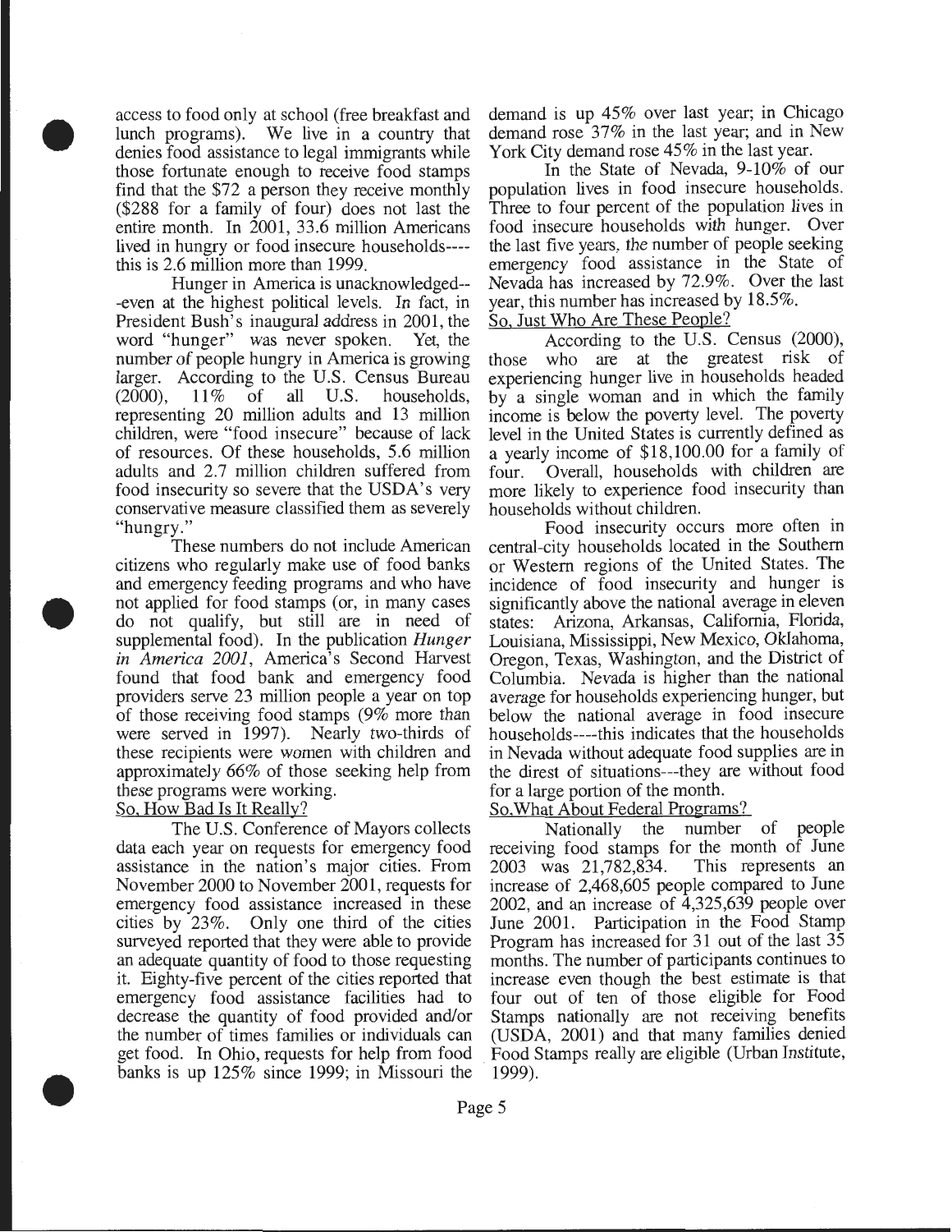access to food only at school (free breakfast and lunch programs). We live in a country that denies food assistance to legal immigrants while those fortunate enough to receive food stamps find that the $72 a person they receive monthly ($288 for a family of four) does not last the entire month. In 2001, 33.6 million Americans lived in hungry or food insecure households----this is 2.6 million more than 1999.

Hunger in America is unacknowledged---even at the highest political levels. In fact, in President Bush's inaugural address in 2001, the word "hunger" was never spoken. Yet, the number of people hungry in America is growing larger. According to the U.S. Census Bureau (2000), 11% of all U.S. households, representing 20 million adults and 13 million children, were "food insecure" because of lack of resources. Of these households, 5.6 million adults and 2.7 million children suffered from food insecurity so severe that the USDA's very conservative measure classified them as severely "hungry."

These numbers do not include American citizens who regularly make use of food banks and emergency feeding programs and who have not applied for food stamps (or, in many cases do not qualify, but still are in need of supplemental food). In the publication *Hunger in America 2001*, America's Second Harvest found that food bank and emergency food providers serve 23 million people a year on top of those receiving food stamps (9% more than were served in 1997). Nearly two-thirds of these recipients were women with children and approximately 66% of those seeking help from these programs were working.

## So, How Bad Is It Really?

The U.S. Conference of Mayors collects data each year on requests for emergency food assistance in the nation's major cities. From November 2000 to November 2001, requests for emergency food assistance increased in these cities by 23%. Only one third of the cities surveyed reported that they were able to provide an adequate quantity of food to those requesting it. Eighty-five percent of the cities reported that emergency food assistance facilities had to decrease the quantity of food provided and/or the number of times families or individuals can get food. In Ohio, requests for help from food banks is up 125% since 1999; in Missouri the demand is up 45% over last year; in Chicago demand rose 37% in the last year; and in New York City demand rose 45% in the last year.

In the State of Nevada, 9-10% of our population lives in food insecure households. Three to four percent of the population lives in food insecure households with hunger. Over the last five years, the number of people seeking emergency food assistance in the State of Nevada has increased by 72.9%. Over the last year, this number has increased by 18.5%.

## So, Just Who Are These People?

According to the U.S. Census (2000), those who are at the greatest risk of experiencing hunger live in households headed by a single woman and in which the family income is below the poverty level. The poverty level in the United States is currently defined as a yearly income of $18,100.00 for a family of four. Overall, households with children are more likely to experience food insecurity than households without children.

Food insecurity occurs more often in central-city households located in the Southern or Western regions of the United States. The incidence of food insecurity and hunger is significantly above the national average in eleven states: Arizona, Arkansas, California, Florida, Louisiana, Mississippi, New Mexico, Oklahoma, Oregon, Texas, Washington, and the District of Columbia. Nevada is higher than the national average for households experiencing hunger, but below the national average in food insecure households----this indicates that the households in Nevada without adequate food supplies are in the direst of situations---they are without food for a large portion of the month.

## So, What About Federal Programs?

Nationally the number of people receiving food stamps for the month of June 2003 was 21,782,834. This represents an increase of 2,468,605 people compared to June 2002, and an increase of 4,325,639 people over June 2001. Participation in the Food Stamp Program has increased for 31 out of the last 35 months. The number of participants continues to increase even though the best estimate is that four out of ten of those eligible for Food Stamps nationally are not receiving benefits (USDA, 2001) and that many families denied Food Stamps really are eligible (Urban Institute, 1999).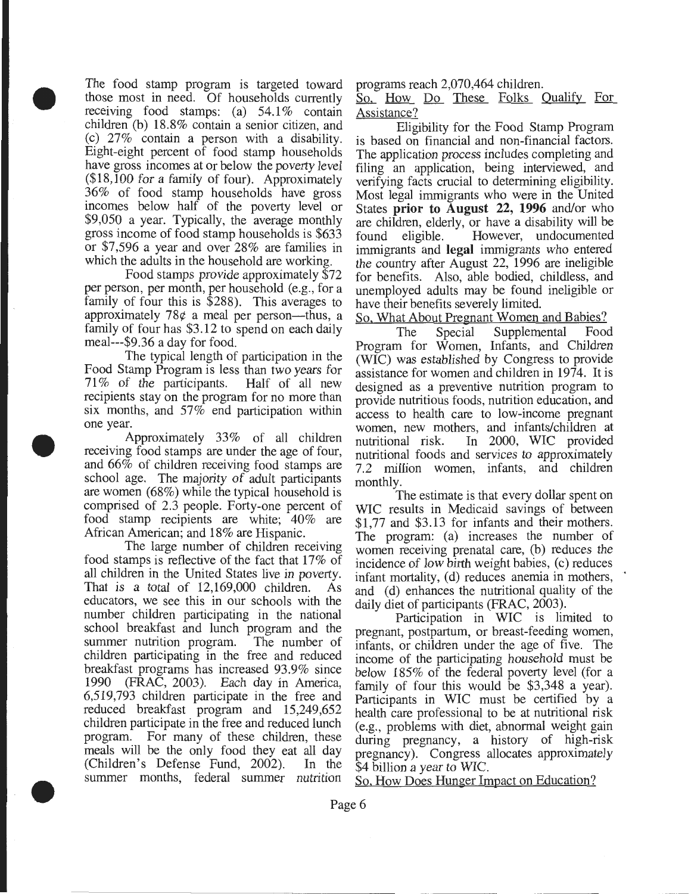The food stamp program is targeted toward those most in need. Of households currently receiving food stamps: (a) 54.1% contain children (b) 18.8% contain a senior citizen, and (c) 27% contain a person with a disability. Eight-eight percent of food stamp households have gross incomes at or below the poverty level ($18,100 for a family of four). Approximately 36% of food stamp households have gross incomes below half of the poverty level or $9,050 a year. Typically, the average monthly gross income of food stamp households is $633 or $7,596 a year and over 28% are families in which the adults in the household are working.

Food stamps provide approximately $72 per person, per month, per household (e.g., for a family of four this is $288). This averages to approximately 78¢ a meal per person—thus, a family of four has $3.12 to spend on each daily meal---$9.36 a day for food.

The typical length of participation in the Food Stamp Program is less than two years for 71% of the participants. Half of all new recipients stay on the program for no more than six months, and 57% end participation within one year.

Approximately 33% of all children receiving food stamps are under the age of four, and 66% of children receiving food stamps are school age. The majority of adult participants are women (68%) while the typical household is comprised of 2.3 people. Forty-one percent of food stamp recipients are white; 40% are African American; and 18% are Hispanic.

The large number of children receiving food stamps is reflective of the fact that 17% of all children in the United States live in poverty. That is a total of 12,169,000 children. As educators, we see this in our schools with the number children participating in the national school breakfast and lunch program and the summer nutrition program. The number of children participating in the free and reduced breakfast programs has increased 93.9% since 1990 (FRAC, 2003). Each day in America, 6,519,793 children participate in the free and reduced breakfast program and 15,249,652 children participate in the free and reduced lunch program. For many of these children, these meals will be the only food they eat all day (Children's Defense Fund, 2002). In the summer months, federal summer nutrition programs reach 2,070,464 children.

So, How Do These Folks Qualify For Assistance?

Eligibility for the Food Stamp Program is based on financial and non-financial factors. The application process includes completing and filing an application, being interviewed, and verifying facts crucial to determining eligibility. Most legal immigrants who were in the United States **prior to August 22, 1996** and/or who are children, elderly, or have a disability will be found eligible. However, undocumented immigrants and **legal** immigrants who entered the country after August 22, 1996 are ineligible for benefits. Also, able bodied, childless, and unemployed adults may be found ineligible or have their benefits severely limited.

So, What About Pregnant Women and Babies?

The Special Supplemental Food Program for Women, Infants, and Children (WIC) was established by Congress to provide assistance for women and children in 1974. It is designed as a preventive nutrition program to provide nutritious foods, nutrition education, and access to health care to low-income pregnant women, new mothers, and infants/children at nutritional risk. In 2000, WIC provided nutritional foods and services to approximately 7.2 million women, infants, and children monthly.

The estimate is that every dollar spent on WIC results in Medicaid savings of between $1,77 and $3.13 for infants and their mothers. The program: (a) increases the number of women receiving prenatal care, (b) reduces the incidence of low birth weight babies, (c) reduces infant mortality, (d) reduces anemia in mothers, and (d) enhances the nutritional quality of the daily diet of participants (FRAC, 2003).

Participation in WIC is limited to pregnant, postpartum, or breast-feeding women, infants, or children under the age of five. The income of the participating household must be below 185% of the federal poverty level (for a family of four this would be $3,348 a year). Participants in WIC must be certified by a health care professional to be at nutritional risk (e.g., problems with diet, abnormal weight gain during pregnancy, a history of high-risk pregnancy). Congress allocates approximately $4 billion a year to WIC.

So, How Does Hunger Impact on Education?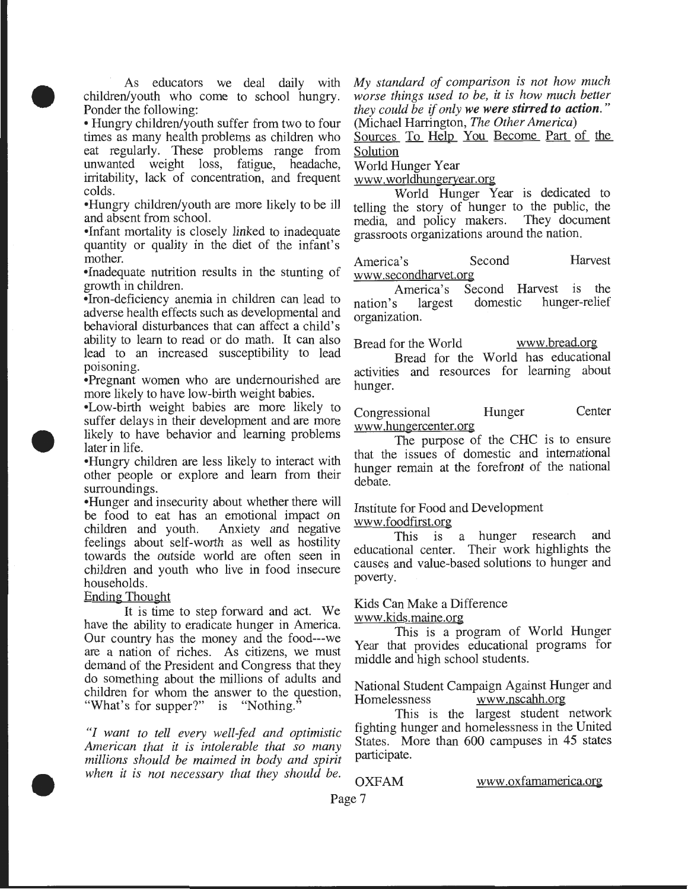As educators we deal daily with children/youth who come to school hungry. Ponder the following:

- Hungry children/youth suffer from two to four times as many health problems as children who eat regularly. These problems range from unwanted weight loss, fatigue, headache, irritability, lack of concentration, and frequent colds.
- Hungry children/youth are more likely to be ill and absent from school.
- Infant mortality is closely linked to inadequate quantity or quality in the diet of the infant's mother.
- Inadequate nutrition results in the stunting of growth in children.
- Iron-deficiency anemia in children can lead to adverse health effects such as developmental and behavioral disturbances that can affect a child's ability to learn to read or do math. It can also lead to an increased susceptibility to lead poisoning.
- Pregnant women who are undernourished are more likely to have low-birth weight babies.
- Low-birth weight babies are more likely to suffer delays in their development and are more likely to have behavior and learning problems later in life.
- Hungry children are less likely to interact with other people or explore and learn from their surroundings.
- Hunger and insecurity about whether there will be food to eat has an emotional impact on children and youth. Anxiety and negative feelings about self-worth as well as hostility towards the outside world are often seen in children and youth who live in food insecure households.

Ending Thought

It is time to step forward and act. We have the ability to eradicate hunger in America. Our country has the money and the food---we are a nation of riches. As citizens, we must demand of the President and Congress that they do something about the millions of adults and children for whom the answer to the question, "What's for supper?" is "Nothing."

*"I want to tell every well-fed and optimistic American that it is intolerable that so many millions should be maimed in body and spirit when it is not necessary that they should be. My standard of comparison is not how much worse things used to be, it is how much better they could be if only **we were stirred to action.**"* (Michael Harrington, *The Other America*)

Sources To Help You Become Part of the Solution

World Hunger Year
www.worldhungeryear.org

World Hunger Year is dedicated to telling the story of hunger to the public, the media, and policy makers. They document grassroots organizations around the nation.

America's Second Harvest
www.secondharvet.org

America's Second Harvest is the nation's largest domestic hunger-relief organization.

Bread for the World www.bread.org

Bread for the World has educational activities and resources for learning about hunger.

Congressional Hunger Center
www.hungercenter.org

The purpose of the CHC is to ensure that the issues of domestic and international hunger remain at the forefront of the national debate.

Institute for Food and Development
www.foodfirst.org

This is a hunger research and educational center. Their work highlights the causes and value-based solutions to hunger and poverty.

Kids Can Make a Difference
www.kids.maine.org

This is a program of World Hunger Year that provides educational programs for middle and high school students.

National Student Campaign Against Hunger and Homelessness www.nscahh.org

This is the largest student network fighting hunger and homelessness in the United States. More than 600 campuses in 45 states participate.

OXFAM www.oxfamamerica.org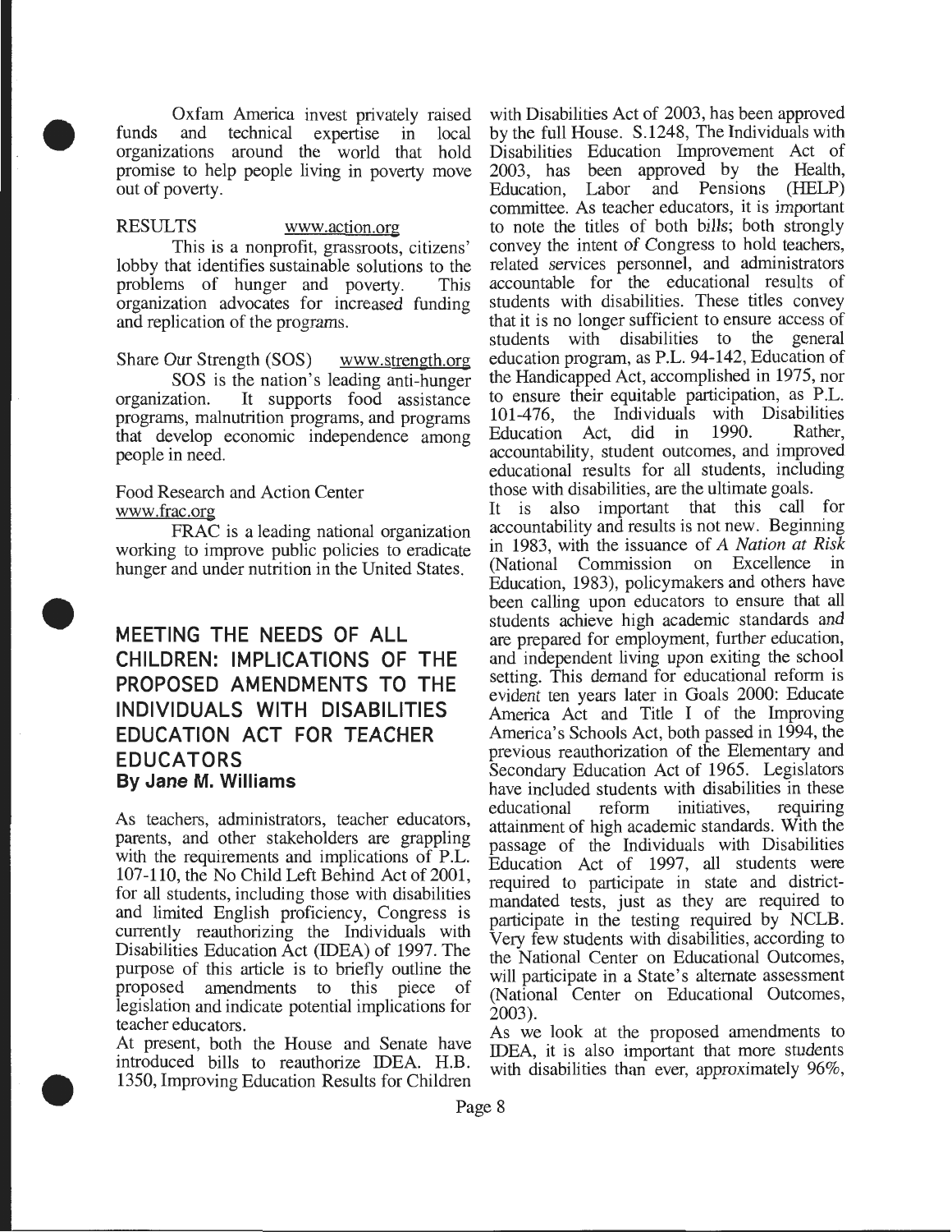Oxfam America invest privately raised funds and technical expertise in local organizations around the world that hold promise to help people living in poverty move out of poverty.

RESULTS www.action.org

This is a nonprofit, grassroots, citizens' lobby that identifies sustainable solutions to the problems of hunger and poverty. This organization advocates for increased funding and replication of the programs.

Share Our Strength (SOS) www.strength.org

SOS is the nation's leading anti-hunger organization. It supports food assistance programs, malnutrition programs, and programs that develop economic independence among people in need.

Food Research and Action Center
www.frac.org

FRAC is a leading national organization working to improve public policies to eradicate hunger and under nutrition in the United States.

## MEETING THE NEEDS OF ALL CHILDREN: IMPLICATIONS OF THE PROPOSED AMENDMENTS TO THE INDIVIDUALS WITH DISABILITIES EDUCATION ACT FOR TEACHER EDUCATORS

**By Jane M. Williams**

As teachers, administrators, teacher educators, parents, and other stakeholders are grappling with the requirements and implications of P.L. 107-110, the No Child Left Behind Act of 2001, for all students, including those with disabilities and limited English proficiency, Congress is currently reauthorizing the Individuals with Disabilities Education Act (IDEA) of 1997. The purpose of this article is to briefly outline the proposed amendments to this piece of legislation and indicate potential implications for teacher educators.

At present, both the House and Senate have introduced bills to reauthorize IDEA. H.B. 1350, Improving Education Results for Children with Disabilities Act of 2003, has been approved by the full House. S.1248, The Individuals with Disabilities Education Improvement Act of 2003, has been approved by the Health, Education, Labor and Pensions (HELP) committee. As teacher educators, it is important to note the titles of both bills; both strongly convey the intent of Congress to hold teachers, related services personnel, and administrators accountable for the educational results of students with disabilities. These titles convey that it is no longer sufficient to ensure access of students with disabilities to the general education program, as P.L. 94-142, Education of the Handicapped Act, accomplished in 1975, nor to ensure their equitable participation, as P.L. 101-476, the Individuals with Disabilities Education Act, did in 1990. Rather, accountability, student outcomes, and improved educational results for all students, including those with disabilities, are the ultimate goals.

It is also important that this call for accountability and results is not new. Beginning in 1983, with the issuance of *A Nation at Risk* (National Commission on Excellence in Education, 1983), policymakers and others have been calling upon educators to ensure that all students achieve high academic standards and are prepared for employment, further education, and independent living upon exiting the school setting. This demand for educational reform is evident ten years later in Goals 2000: Educate America Act and Title I of the Improving America's Schools Act, both passed in 1994, the previous reauthorization of the Elementary and Secondary Education Act of 1965. Legislators have included students with disabilities in these educational reform initiatives, requiring attainment of high academic standards. With the passage of the Individuals with Disabilities Education Act of 1997, all students were required to participate in state and district-mandated tests, just as they are required to participate in the testing required by NCLB. Very few students with disabilities, according to the National Center on Educational Outcomes, will participate in a State's alternate assessment (National Center on Educational Outcomes, 2003).

As we look at the proposed amendments to IDEA, it is also important that more students with disabilities than ever, approximately 96%,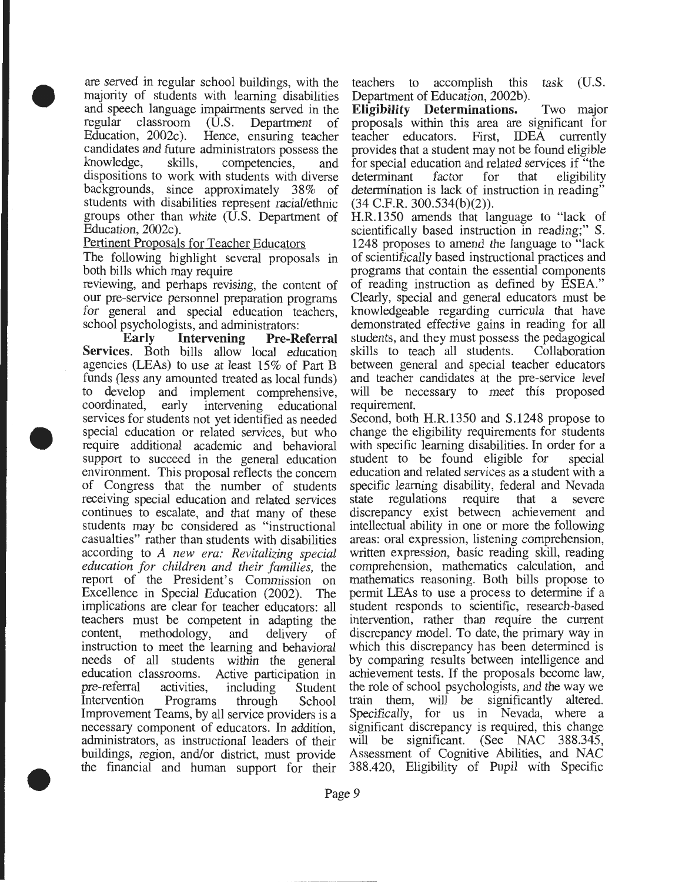are served in regular school buildings, with the majority of students with learning disabilities and speech language impairments served in the regular classroom (U.S. Department of Education, 2002c). Hence, ensuring teacher candidates and future administrators possess the knowledge, skills, competencies, and dispositions to work with students with diverse backgrounds, since approximately 38% of students with disabilities represent racial/ethnic groups other than white (U.S. Department of Education, 2002c).

Pertinent Proposals for Teacher Educators

The following highlight several proposals in both bills which may require reviewing, and perhaps revising, the content of our pre-service personnel preparation programs for general and special education teachers, school psychologists, and administrators:

**Early Intervening Pre-Referral Services.** Both bills allow local education agencies (LEAs) to use at least 15% of Part B funds (less any amounted treated as local funds) to develop and implement comprehensive, coordinated, early intervening educational services for students not yet identified as needed special education or related services, but who require additional academic and behavioral support to succeed in the general education environment. This proposal reflects the concern of Congress that the number of students receiving special education and related services continues to escalate, and that many of these students may be considered as "instructional casualties" rather than students with disabilities according to *A new era: Revitalizing special education for children and their families,* the report of the President's Commission on Excellence in Special Education (2002). The implications are clear for teacher educators: all teachers must be competent in adapting the content, methodology, and delivery of instruction to meet the learning and behavioral needs of all students within the general education classrooms. Active participation in pre-referral activities, including Student Intervention Programs through School Improvement Teams, by all service providers is a necessary component of educators. In addition, administrators, as instructional leaders of their buildings, region, and/or district, must provide the financial and human support for their teachers to accomplish this task (U.S. Department of Education, 2002b).

**Eligibility Determinations.** Two major proposals within this area are significant for teacher educators. First, IDEA currently provides that a student may not be found eligible for special education and related services if "the determinant factor for that eligibility determination is lack of instruction in reading" (34 C.F.R. 300.534(b)(2)).

H.R.1350 amends that language to "lack of scientifically based instruction in reading;" S. 1248 proposes to amend the language to "lack of scientifically based instructional practices and programs that contain the essential components of reading instruction as defined by ESEA." Clearly, special and general educators must be knowledgeable regarding curricula that have demonstrated effective gains in reading for all students, and they must possess the pedagogical skills to teach all students. Collaboration between general and special teacher educators and teacher candidates at the pre-service level will be necessary to meet this proposed requirement.

Second, both H.R.1350 and S.1248 propose to change the eligibility requirements for students with specific learning disabilities. In order for a student to be found eligible for special education and related services as a student with a specific learning disability, federal and Nevada state regulations require that a severe discrepancy exist between achievement and intellectual ability in one or more the following areas: oral expression, listening comprehension, written expression, basic reading skill, reading comprehension, mathematics calculation, and mathematics reasoning. Both bills propose to permit LEAs to use a process to determine if a student responds to scientific, research-based intervention, rather than require the current discrepancy model. To date, the primary way in which this discrepancy has been determined is by comparing results between intelligence and achievement tests. If the proposals become law, the role of school psychologists, and the way we train them, will be significantly altered. Specifically, for us in Nevada, where a significant discrepancy is required, this change will be significant. (See NAC 388.345, Assessment of Cognitive Abilities, and NAC 388.420, Eligibility of Pupil with Specific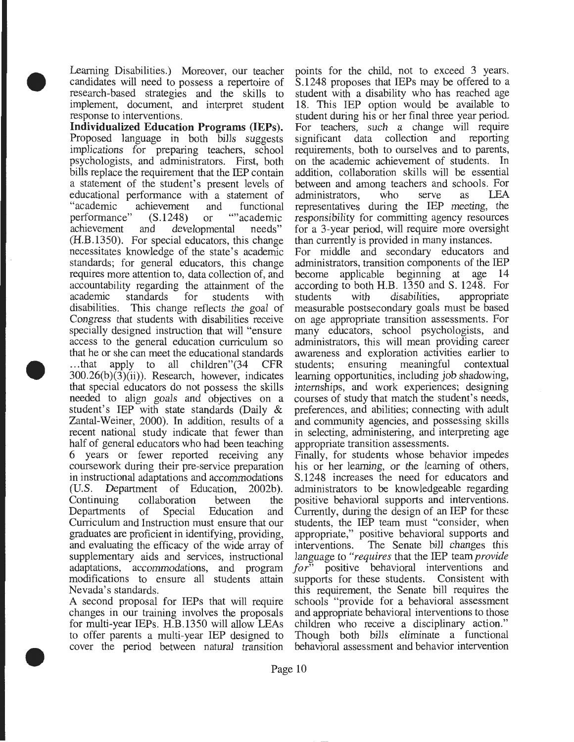Learning Disabilities.) Moreover, our teacher candidates will need to possess a repertoire of research-based strategies and the skills to implement, document, and interpret student response to interventions.

**Individualized Education Programs (IEPs).** Proposed language in both bills suggests implications for preparing teachers, school psychologists, and administrators. First, both bills replace the requirement that the IEP contain a statement of the student's present levels of educational performance with a statement of "academic achievement and functional performance" (S.1248) or ""academic achievement and developmental needs" (H.B.1350). For special educators, this change necessitates knowledge of the state's academic standards; for general educators, this change requires more attention to, data collection of, and accountability regarding the attainment of the academic standards for students with disabilities. This change reflects the goal of Congress that students with disabilities receive specially designed instruction that will "ensure access to the general education curriculum so that he or she can meet the educational standards ...that apply to all children"(34 CFR 300.26(b)(3)(ii)). Research, however, indicates that special educators do not possess the skills needed to align goals and objectives on a student's IEP with state standards (Daily & Zantal-Weiner, 2000). In addition, results of a recent national study indicate that fewer than half of general educators who had been teaching 6 years or fewer reported receiving any coursework during their pre-service preparation in instructional adaptations and accommodations (U.S. Department of Education, 2002b). Continuing collaboration between the Departments of Special Education and Curriculum and Instruction must ensure that our graduates are proficient in identifying, providing, and evaluating the efficacy of the wide array of supplementary aids and services, instructional adaptations, accommodations, and program modifications to ensure all students attain Nevada's standards.

A second proposal for IEPs that will require changes in our training involves the proposals for multi-year IEPs. H.B.1350 will allow LEAs to offer parents a multi-year IEP designed to cover the period between natural transition points for the child, not to exceed 3 years. S.1248 proposes that IEPs may be offered to a student with a disability who has reached age 18. This IEP option would be available to student during his or her final three year period. For teachers, such a change will require significant data collection and reporting requirements, both to ourselves and to parents, on the academic achievement of students. In addition, collaboration skills will be essential between and among teachers and schools. For administrators, who serve as LEA representatives during the IEP meeting, the responsibility for committing agency resources for a 3-year period, will require more oversight than currently is provided in many instances.

For middle and secondary educators and administrators, transition components of the IEP become applicable beginning at age 14 according to both H.B. 1350 and S. 1248. For students with disabilities, appropriate measurable postsecondary goals must be based on age appropriate transition assessments. For many educators, school psychologists, and administrators, this will mean providing career awareness and exploration activities earlier to students; ensuring meaningful contextual learning opportunities, including job shadowing, internships, and work experiences; designing courses of study that match the student's needs, preferences, and abilities; connecting with adult and community agencies, and possessing skills in selecting, administering, and interpreting age appropriate transition assessments.

Finally, for students whose behavior impedes his or her learning, or the learning of others, S.1248 increases the need for educators and administrators to be knowledgeable regarding positive behavioral supports and interventions. Currently, during the design of an IEP for these students, the IEP team must "consider, when appropriate," positive behavioral supports and interventions. The Senate bill changes this language to *"requires* that the IEP team *provide for"* positive behavioral interventions and supports for these students. Consistent with this requirement, the Senate bill requires the schools "provide for a behavioral assessment and appropriate behavioral interventions to those children who receive a disciplinary action." Though both bills eliminate a functional behavioral assessment and behavior intervention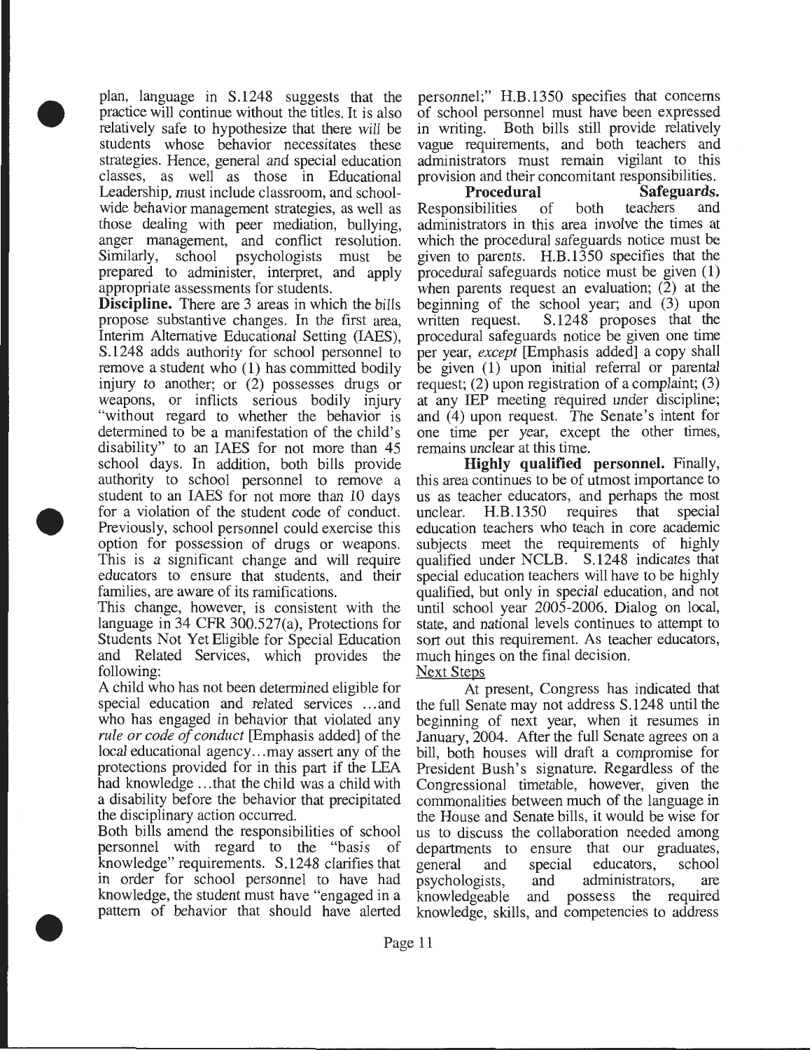plan, language in S.1248 suggests that the practice will continue without the titles. It is also relatively safe to hypothesize that there *will* be students whose behavior necessitates these strategies. Hence, general and special education classes, as well as those in Educational Leadership, must include classroom, and school-wide behavior management strategies, as well as those dealing with peer mediation, bullying, anger management, and conflict resolution. Similarly, school psychologists must be prepared to administer, interpret, and apply appropriate assessments for students.

**Discipline.** There are 3 areas in which the bills propose substantive changes. In the first area, Interim Alternative Educational Setting (IAES), S.1248 adds authority for school personnel to remove a student who (1) has committed bodily injury to another; or (2) possesses drugs or weapons, or inflicts serious bodily injury "without regard to whether the behavior is determined to be a manifestation of the child's disability" to an IAES for not more than 45 school days. In addition, both bills provide authority to school personnel to remove a student to an IAES for not more than 10 days for a violation of the student code of conduct. Previously, school personnel could exercise this option for possession of drugs or weapons. This is a significant change and will require educators to ensure that students, and their families, are aware of its ramifications.

This change, however, is consistent with the language in 34 CFR 300.527(a), Protections for Students Not Yet Eligible for Special Education and Related Services, which provides the following:

A child who has not been determined eligible for special education and related services ...and who has engaged in behavior that violated any *rule or code of conduct* [Emphasis added] of the local educational agency...may assert any of the protections provided for in this part if the LEA had knowledge ...that the child was a child with a disability before the behavior that precipitated the disciplinary action occurred.

Both bills amend the responsibilities of school personnel with regard to the "basis of knowledge" requirements. S.1248 clarifies that in order for school personnel to have had knowledge, the student must have "engaged in a pattern of behavior that should have alerted personnel;" H.B.1350 specifies that concerns of school personnel must have been expressed in writing. Both bills still provide relatively vague requirements, and both teachers and administrators must remain vigilant to this provision and their concomitant responsibilities.

**Procedural Safeguards.** Responsibilities of both teachers and administrators in this area involve the times at which the procedural safeguards notice must be given to parents. H.B.1350 specifies that the procedural safeguards notice must be given (1) when parents request an evaluation; (2) at the beginning of the school year; and (3) upon written request. S.1248 proposes that the procedural safeguards notice be given one time per year, *except* [Emphasis added] a copy shall be given (1) upon initial referral or parental request; (2) upon registration of a complaint; (3) at any IEP meeting required under discipline; and (4) upon request. The Senate's intent for one time per year, except the other times, remains unclear at this time.

**Highly qualified personnel.** Finally, this area continues to be of utmost importance to us as teacher educators, and perhaps the most unclear. H.B.1350 requires that special education teachers who teach in core academic subjects meet the requirements of highly qualified under NCLB. S.1248 indicates that special education teachers will have to be highly qualified, but only in special education, and not until school year 2005-2006. Dialog on local, state, and national levels continues to attempt to sort out this requirement. As teacher educators, much hinges on the final decision.

Next Steps

At present, Congress has indicated that the full Senate may not address S.1248 until the beginning of next year, when it resumes in January, 2004. After the full Senate agrees on a bill, both houses will draft a compromise for President Bush's signature. Regardless of the Congressional timetable, however, given the commonalities between much of the language in the House and Senate bills, it would be wise for us to discuss the collaboration needed among departments to ensure that our graduates, general and special educators, school psychologists, and administrators, are knowledgeable and possess the required knowledge, skills, and competencies to address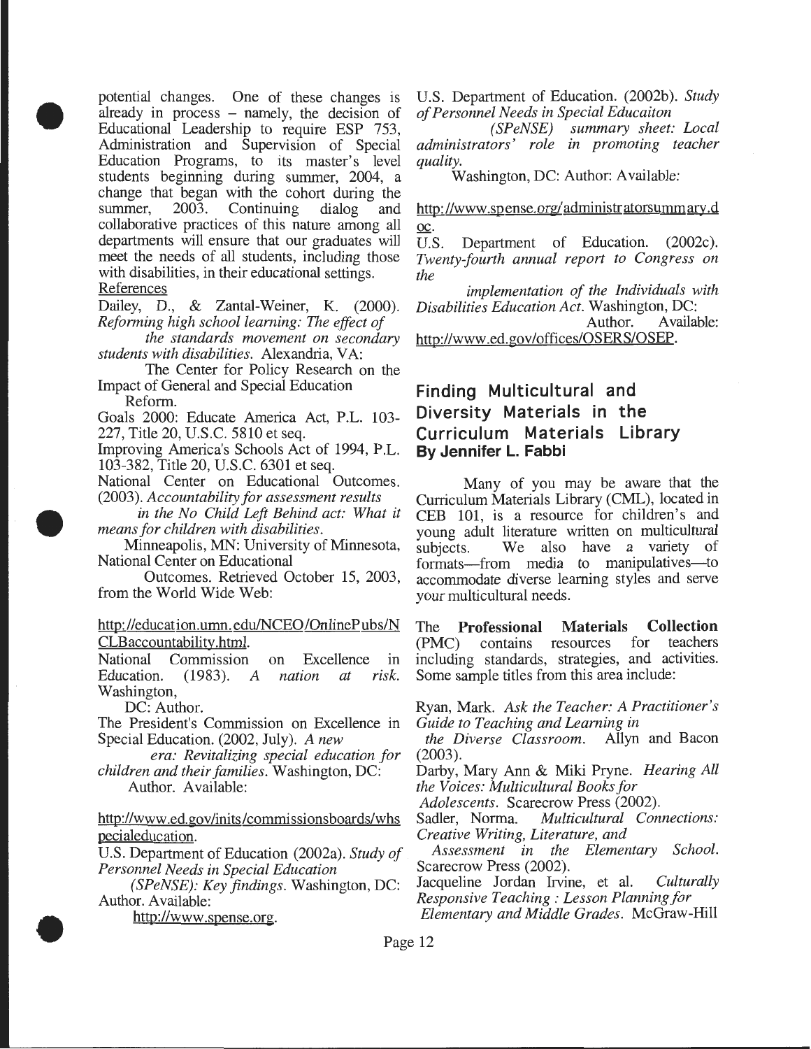potential changes. One of these changes is already in process – namely, the decision of Educational Leadership to require ESP 753, Administration and Supervision of Special Education Programs, to its master's level students beginning during summer, 2004, a change that began with the cohort during the summer, 2003. Continuing dialog and collaborative practices of this nature among all departments will ensure that our graduates will meet the needs of all students, including those with disabilities, in their educational settings.

References

Dailey, D., & Zantal-Weiner, K. (2000). *Reforming high school learning: The effect of the standards movement on secondary students with disabilities.* Alexandria, VA: The Center for Policy Research on the Impact of General and Special Education Reform.

Goals 2000: Educate America Act, P.L. 103-227, Title 20, U.S.C. 5810 et seq.

Improving America's Schools Act of 1994, P.L. 103-382, Title 20, U.S.C. 6301 et seq.

National Center on Educational Outcomes. (2003). *Accountability for assessment results in the No Child Left Behind act: What it means for children with disabilities.* Minneapolis, MN: University of Minnesota, National Center on Educational Outcomes. Retrieved October 15, 2003, from the World Wide Web: http://education.umn.edu/NCEO/OnlinePubs/NCLBaccountability.html.

National Commission on Excellence in Education. (1983). *A nation at risk.* Washington, DC: Author.

The President's Commission on Excellence in Special Education. (2002, July). *A new era: Revitalizing special education for children and their families.* Washington, DC: Author. Available: http://www.ed.gov/inits/commissionsboards/whspecialeducation.

U.S. Department of Education (2002a). *Study of Personnel Needs in Special Education (SPeNSE): Key findings.* Washington, DC: Author. Available: http://www.spense.org.

U.S. Department of Education. (2002b). *Study of Personnel Needs in Special Educaiton (SPeNSE) summary sheet: Local administrators' role in promoting teacher quality.* Washington, DC: Author: Available: http://www.spense.org/administratorsummary.doc.

U.S. Department of Education. (2002c). *Twenty-fourth annual report to Congress on the implementation of the Individuals with Disabilities Education Act.* Washington, DC: Author. Available: http://www.ed.gov/offices/OSERS/OSEP.

## Finding Multicultural and Diversity Materials in the Curriculum Materials Library

**By Jennifer L. Fabbi**

Many of you may be aware that the Curriculum Materials Library (CML), located in CEB 101, is a resource for children's and young adult literature written on multicultural subjects. We also have a variety of formats—from media to manipulatives—to accommodate diverse learning styles and serve your multicultural needs.

The **Professional Materials Collection** (PMC) contains resources for teachers including standards, strategies, and activities. Some sample titles from this area include:

Ryan, Mark. *Ask the Teacher: A Practitioner's Guide to Teaching and Learning in the Diverse Classroom.* Allyn and Bacon (2003).

Darby, Mary Ann & Miki Pryne. *Hearing All the Voices: Multicultural Books for Adolescents.* Scarecrow Press (2002).

Sadler, Norma. *Multicultural Connections: Creative Writing, Literature, and Assessment in the Elementary School.* Scarecrow Press (2002).

Jacqueline Jordan Irvine, et al. *Culturally Responsive Teaching : Lesson Planning for Elementary and Middle Grades.* McGraw-Hill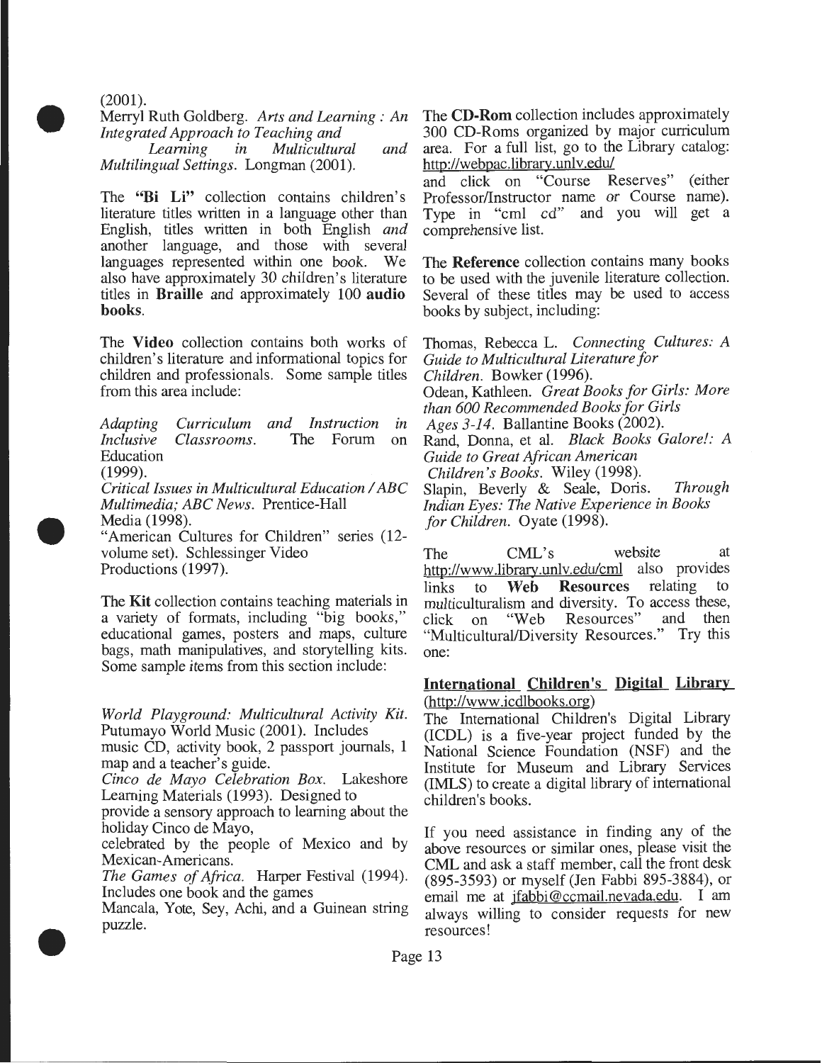(2001).

Merryl Ruth Goldberg. *Arts and Learning : An Integrated Approach to Teaching and Learning in Multicultural and Multilingual Settings*. Longman (2001).

The **"Bi Li"** collection contains children's literature titles written in a language other than English, titles written in both English *and* another language, and those with several languages represented within one book. We also have approximately 30 children's literature titles in **Braille** and approximately 100 **audio books**.

The **Video** collection contains both works of children's literature and informational topics for children and professionals. Some sample titles from this area include:

*Adapting Curriculum and Instruction in Inclusive Classrooms*. The Forum on Education (1999).

*Critical Issues in Multicultural Education / ABC Multimedia; ABC News*. Prentice-Hall Media (1998).

"American Cultures for Children" series (12-volume set). Schlessinger Video Productions (1997).

The **Kit** collection contains teaching materials in a variety of formats, including "big books," educational games, posters and maps, culture bags, math manipulatives, and storytelling kits. Some sample items from this section include:

*World Playground: Multicultural Activity Kit*. Putumayo World Music (2001). Includes music CD, activity book, 2 passport journals, 1 map and a teacher's guide.

*Cinco de Mayo Celebration Box*. Lakeshore Learning Materials (1993). Designed to provide a sensory approach to learning about the holiday Cinco de Mayo, celebrated by the people of Mexico and by Mexican-Americans.

*The Games of Africa*. Harper Festival (1994). Includes one book and the games Mancala, Yote, Sey, Achi, and a Guinean string puzzle.

The **CD-Rom** collection includes approximately 300 CD-Roms organized by major curriculum area. For a full list, go to the Library catalog: http://webpac.library.unlv.edu/ and click on "Course Reserves" (either Professor/Instructor name or Course name). Type in "cml cd" and you will get a comprehensive list.

The **Reference** collection contains many books to be used with the juvenile literature collection. Several of these titles may be used to access books by subject, including:

Thomas, Rebecca L. *Connecting Cultures: A Guide to Multicultural Literature for Children*. Bowker (1996).

Odean, Kathleen. *Great Books for Girls: More than 600 Recommended Books for Girls Ages 3-14*. Ballantine Books (2002).

Rand, Donna, et al. *Black Books Galore!: A Guide to Great African American Children's Books*. Wiley (1998).

Slapin, Beverly & Seale, Doris. *Through Indian Eyes: The Native Experience in Books for Children*. Oyate (1998).

The CML's website at http://www.library.unlv.edu/cml also provides links to **Web Resources** relating to multiculturalism and diversity. To access these, click on "Web Resources" and then "Multicultural/Diversity Resources." Try this one:

**International Children's Digital Library** (http://www.icdlbooks.org)

The International Children's Digital Library (ICDL) is a five-year project funded by the National Science Foundation (NSF) and the Institute for Museum and Library Services (IMLS) to create a digital library of international children's books.

If you need assistance in finding any of the above resources or similar ones, please visit the CML and ask a staff member, call the front desk (895-3593) or myself (Jen Fabbi 895-3884), or email me at jfabbi@ccmail.nevada.edu. I am always willing to consider requests for new resources!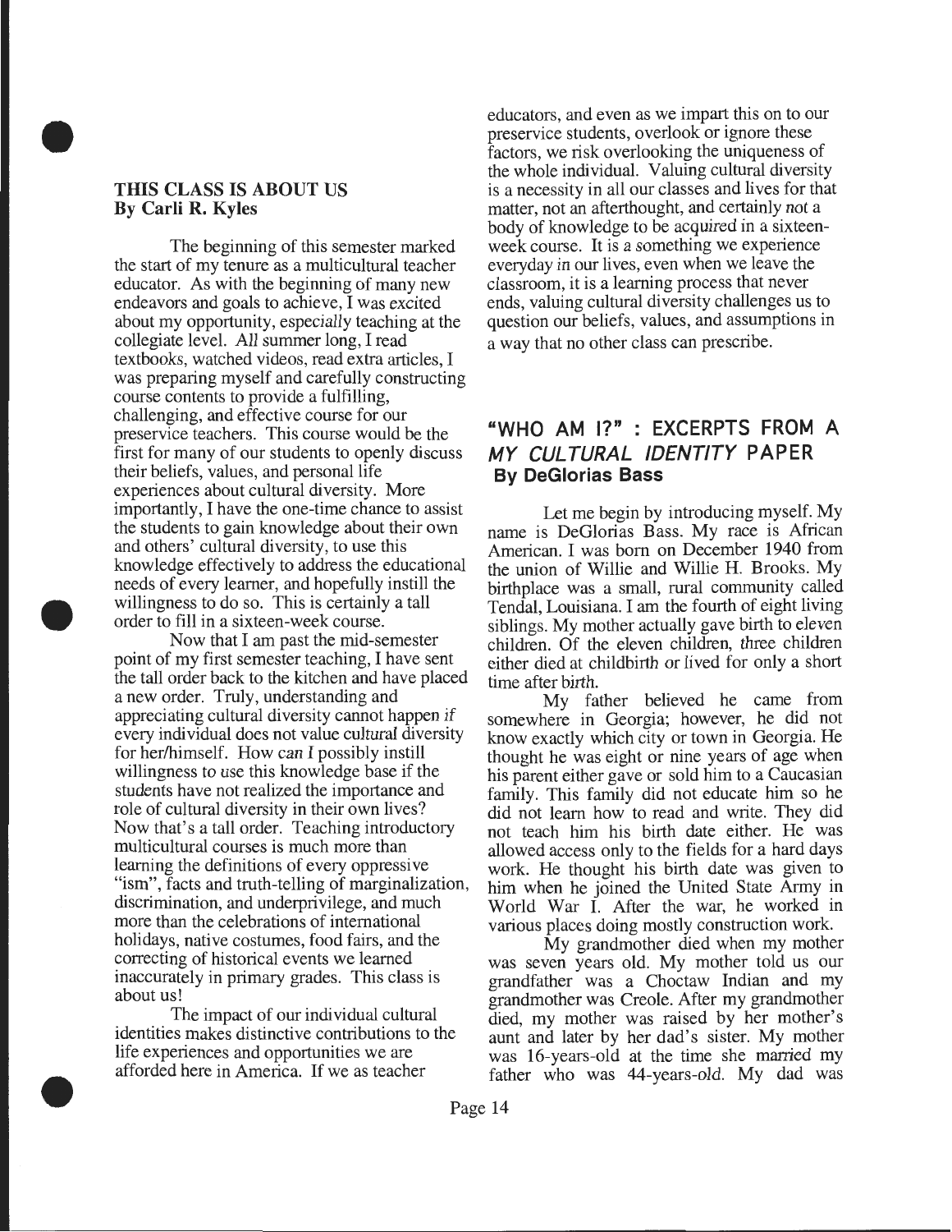## THIS CLASS IS ABOUT US
**By Carli R. Kyles**

The beginning of this semester marked the start of my tenure as a multicultural teacher educator. As with the beginning of many new endeavors and goals to achieve, I was excited about my opportunity, especially teaching at the collegiate level. All summer long, I read textbooks, watched videos, read extra articles, I was preparing myself and carefully constructing course contents to provide a fulfilling, challenging, and effective course for our preservice teachers. This course would be the first for many of our students to openly discuss their beliefs, values, and personal life experiences about cultural diversity. More importantly, I have the one-time chance to assist the students to gain knowledge about their own and others' cultural diversity, to use this knowledge effectively to address the educational needs of every learner, and hopefully instill the willingness to do so. This is certainly a tall order to fill in a sixteen-week course.

Now that I am past the mid-semester point of my first semester teaching, I have sent the tall order back to the kitchen and have placed a new order. Truly, understanding and appreciating cultural diversity cannot happen if every individual does not value cultural diversity for her/himself. How can I possibly instill willingness to use this knowledge base if the students have not realized the importance and role of cultural diversity in their own lives? Now that's a tall order. Teaching introductory multicultural courses is much more than learning the definitions of every oppressive "ism", facts and truth-telling of marginalization, discrimination, and underprivilege, and much more than the celebrations of international holidays, native costumes, food fairs, and the correcting of historical events we learned inaccurately in primary grades. This class is about us!

The impact of our individual cultural identities makes distinctive contributions to the life experiences and opportunities we are afforded here in America. If we as teacher educators, and even as we impart this on to our preservice students, overlook or ignore these factors, we risk overlooking the uniqueness of the whole individual. Valuing cultural diversity is a necessity in all our classes and lives for that matter, not an afterthought, and certainly not a body of knowledge to be acquired in a sixteen-week course. It is a something we experience everyday in our lives, even when we leave the classroom, it is a learning process that never ends, valuing cultural diversity challenges us to question our beliefs, values, and assumptions in a way that no other class can prescribe.

## "WHO AM I?" : EXCERPTS FROM A *MY CULTURAL IDENTITY* PAPER
**By DeGlorias Bass**

Let me begin by introducing myself. My name is DeGlorias Bass. My race is African American. I was born on December 1940 from the union of Willie and Willie H. Brooks. My birthplace was a small, rural community called Tendal, Louisiana. I am the fourth of eight living siblings. My mother actually gave birth to eleven children. Of the eleven children, three children either died at childbirth or lived for only a short time after birth.

My father believed he came from somewhere in Georgia; however, he did not know exactly which city or town in Georgia. He thought he was eight or nine years of age when his parent either gave or sold him to a Caucasian family. This family did not educate him so he did not learn how to read and write. They did not teach him his birth date either. He was allowed access only to the fields for a hard days work. He thought his birth date was given to him when he joined the United State Army in World War I. After the war, he worked in various places doing mostly construction work.

My grandmother died when my mother was seven years old. My mother told us our grandfather was a Choctaw Indian and my grandmother was Creole. After my grandmother died, my mother was raised by her mother's aunt and later by her dad's sister. My mother was 16-years-old at the time she married my father who was 44-years-old. My dad was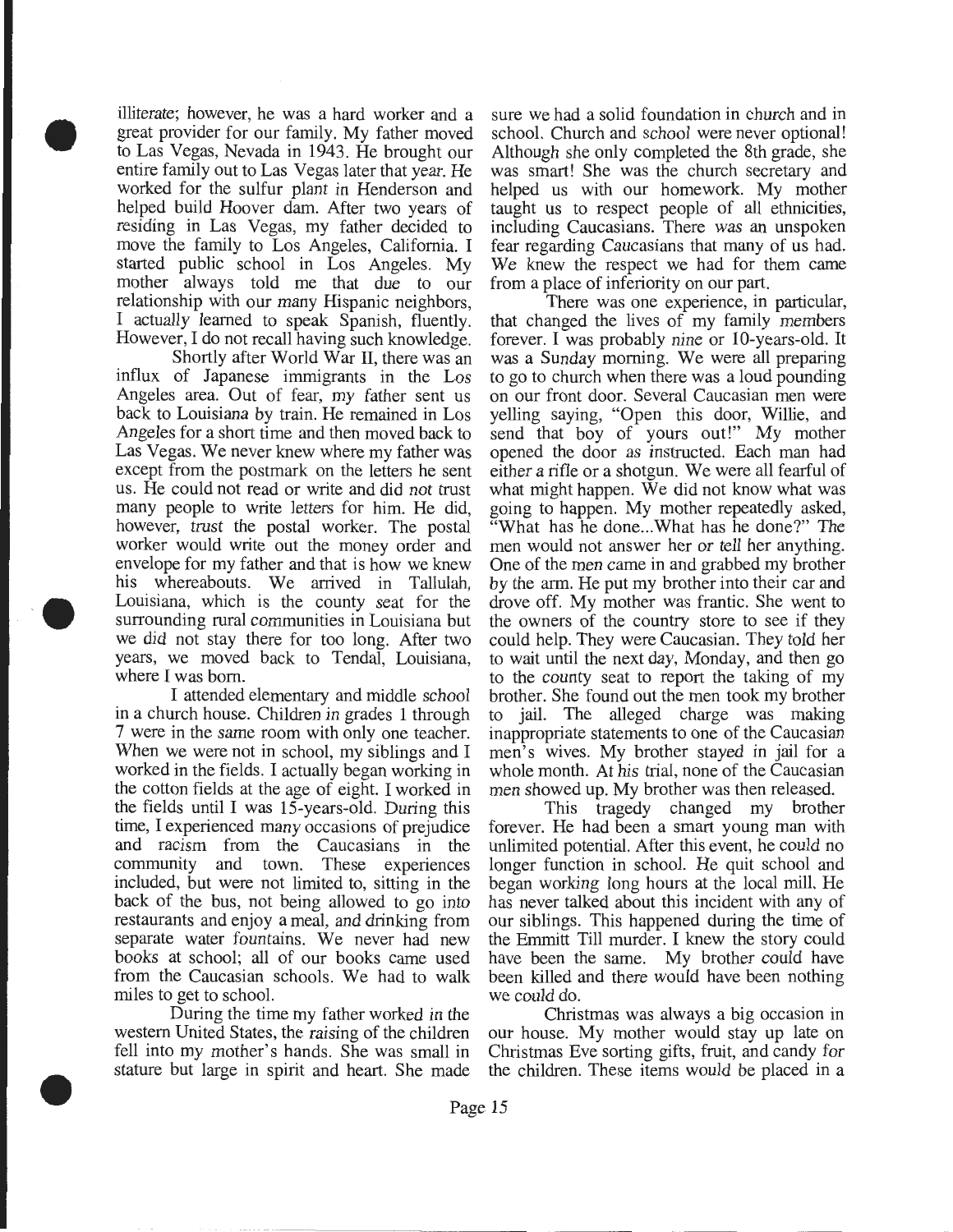illiterate; however, he was a hard worker and a great provider for our family. My father moved to Las Vegas, Nevada in 1943. He brought our entire family out to Las Vegas later that year. He worked for the sulfur plant in Henderson and helped build Hoover dam. After two years of residing in Las Vegas, my father decided to move the family to Los Angeles, California. I started public school in Los Angeles. My mother always told me that due to our relationship with our many Hispanic neighbors, I actually learned to speak Spanish, fluently. However, I do not recall having such knowledge.

Shortly after World War II, there was an influx of Japanese immigrants in the Los Angeles area. Out of fear, my father sent us back to Louisiana by train. He remained in Los Angeles for a short time and then moved back to Las Vegas. We never knew where my father was except from the postmark on the letters he sent us. He could not read or write and did not trust many people to write letters for him. He did, however, trust the postal worker. The postal worker would write out the money order and envelope for my father and that is how we knew his whereabouts. We arrived in Tallulah, Louisiana, which is the county seat for the surrounding rural communities in Louisiana but we did not stay there for too long. After two years, we moved back to Tendal, Louisiana, where I was born.

I attended elementary and middle school in a church house. Children in grades 1 through 7 were in the same room with only one teacher. When we were not in school, my siblings and I worked in the fields. I actually began working in the cotton fields at the age of eight. I worked in the fields until I was 15-years-old. During this time, I experienced many occasions of prejudice and racism from the Caucasians in the community and town. These experiences included, but were not limited to, sitting in the back of the bus, not being allowed to go into restaurants and enjoy a meal, and drinking from separate water fountains. We never had new books at school; all of our books came used from the Caucasian schools. We had to walk miles to get to school.

During the time my father worked in the western United States, the raising of the children fell into my mother's hands. She was small in stature but large in spirit and heart. She made sure we had a solid foundation in church and in school. Church and school were never optional! Although she only completed the 8th grade, she was smart! She was the church secretary and helped us with our homework. My mother taught us to respect people of all ethnicities, including Caucasians. There was an unspoken fear regarding Caucasians that many of us had. We knew the respect we had for them came from a place of inferiority on our part.

There was one experience, in particular, that changed the lives of my family members forever. I was probably nine or 10-years-old. It was a Sunday morning. We were all preparing to go to church when there was a loud pounding on our front door. Several Caucasian men were yelling saying, "Open this door, Willie, and send that boy of yours out!" My mother opened the door as instructed. Each man had either a rifle or a shotgun. We were all fearful of what might happen. We did not know what was going to happen. My mother repeatedly asked, "What has he done...What has he done?" The men would not answer her or tell her anything. One of the men came in and grabbed my brother by the arm. He put my brother into their car and drove off. My mother was frantic. She went to the owners of the country store to see if they could help. They were Caucasian. They told her to wait until the next day, Monday, and then go to the county seat to report the taking of my brother. She found out the men took my brother to jail. The alleged charge was making inappropriate statements to one of the Caucasian men's wives. My brother stayed in jail for a whole month. At his trial, none of the Caucasian men showed up. My brother was then released.

This tragedy changed my brother forever. He had been a smart young man with unlimited potential. After this event, he could no longer function in school. He quit school and began working long hours at the local mill. He has never talked about this incident with any of our siblings. This happened during the time of the Emmitt Till murder. I knew the story could have been the same. My brother could have been killed and there would have been nothing we could do.

Christmas was always a big occasion in our house. My mother would stay up late on Christmas Eve sorting gifts, fruit, and candy for the children. These items would be placed in a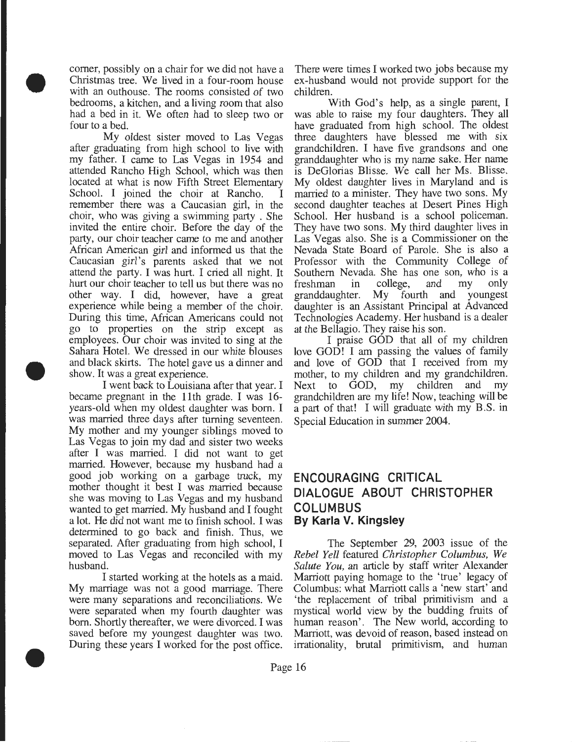corner, possibly on a chair for we did not have a Christmas tree. We lived in a four-room house with an outhouse. The rooms consisted of two bedrooms, a kitchen, and a living room that also had a bed in it. We often had to sleep two or four to a bed.

My oldest sister moved to Las Vegas after graduating from high school to live with my father. I came to Las Vegas in 1954 and attended Rancho High School, which was then located at what is now Fifth Street Elementary School. I joined the choir at Rancho. I remember there was a Caucasian girl, in the choir, who was giving a swimming party . She invited the entire choir. Before the day of the party, our choir teacher came to me and another African American girl and informed us that the Caucasian girl's parents asked that we not attend the party. I was hurt. I cried all night. It hurt our choir teacher to tell us but there was no other way. I did, however, have a great experience while being a member of the choir. During this time, African Americans could not go to properties on the strip except as employees. Our choir was invited to sing at the Sahara Hotel. We dressed in our white blouses and black skirts. The hotel gave us a dinner and show. It was a great experience.

I went back to Louisiana after that year. I became pregnant in the 11th grade. I was 16-years-old when my oldest daughter was born. I was married three days after turning seventeen. My mother and my younger siblings moved to Las Vegas to join my dad and sister two weeks after I was married. I did not want to get married. However, because my husband had a good job working on a garbage truck, my mother thought it best I was married because she was moving to Las Vegas and my husband wanted to get married. My husband and I fought a lot. He did not want me to finish school. I was determined to go back and finish. Thus, we separated. After graduating from high school, I moved to Las Vegas and reconciled with my husband.

I started working at the hotels as a maid. My marriage was not a good marriage. There were many separations and reconciliations. We were separated when my fourth daughter was born. Shortly thereafter, we were divorced. I was saved before my youngest daughter was two. During these years I worked for the post office. There were times I worked two jobs because my ex-husband would not provide support for the children.

With God's help, as a single parent, I was able to raise my four daughters. They all have graduated from high school. The oldest three daughters have blessed me with six grandchildren. I have five grandsons and one granddaughter who is my name sake. Her name is DeGlorias Blisse. We call her Ms. Blisse. My oldest daughter lives in Maryland and is married to a minister. They have two sons. My second daughter teaches at Desert Pines High School. Her husband is a school policeman. They have two sons. My third daughter lives in Las Vegas also. She is a Commissioner on the Nevada State Board of Parole. She is also a Professor with the Community College of Southern Nevada. She has one son, who is a freshman in college, and my only granddaughter. My fourth and youngest daughter is an Assistant Principal at Advanced Technologies Academy. Her husband is a dealer at the Bellagio. They raise his son.

I praise GOD that all of my children love GOD! I am passing the values of family and love of GOD that I received from my mother, to my children and my grandchildren. Next to GOD, my children and my grandchildren are my life! Now, teaching will be a part of that! I will graduate with my B.S. in Special Education in summer 2004.

## ENCOURAGING CRITICAL DIALOGUE ABOUT CHRISTOPHER COLUMBUS

**By Karla V. Kingsley**

The September 29, 2003 issue of the *Rebel Yell* featured *Christopher Columbus, We Salute You*, an article by staff writer Alexander Marriott paying homage to the 'true' legacy of Columbus: what Marriott calls a 'new start' and 'the replacement of tribal primitivism and a mystical world view by the budding fruits of human reason'. The New world, according to Marriott, was devoid of reason, based instead on irrationality, brutal primitivism, and human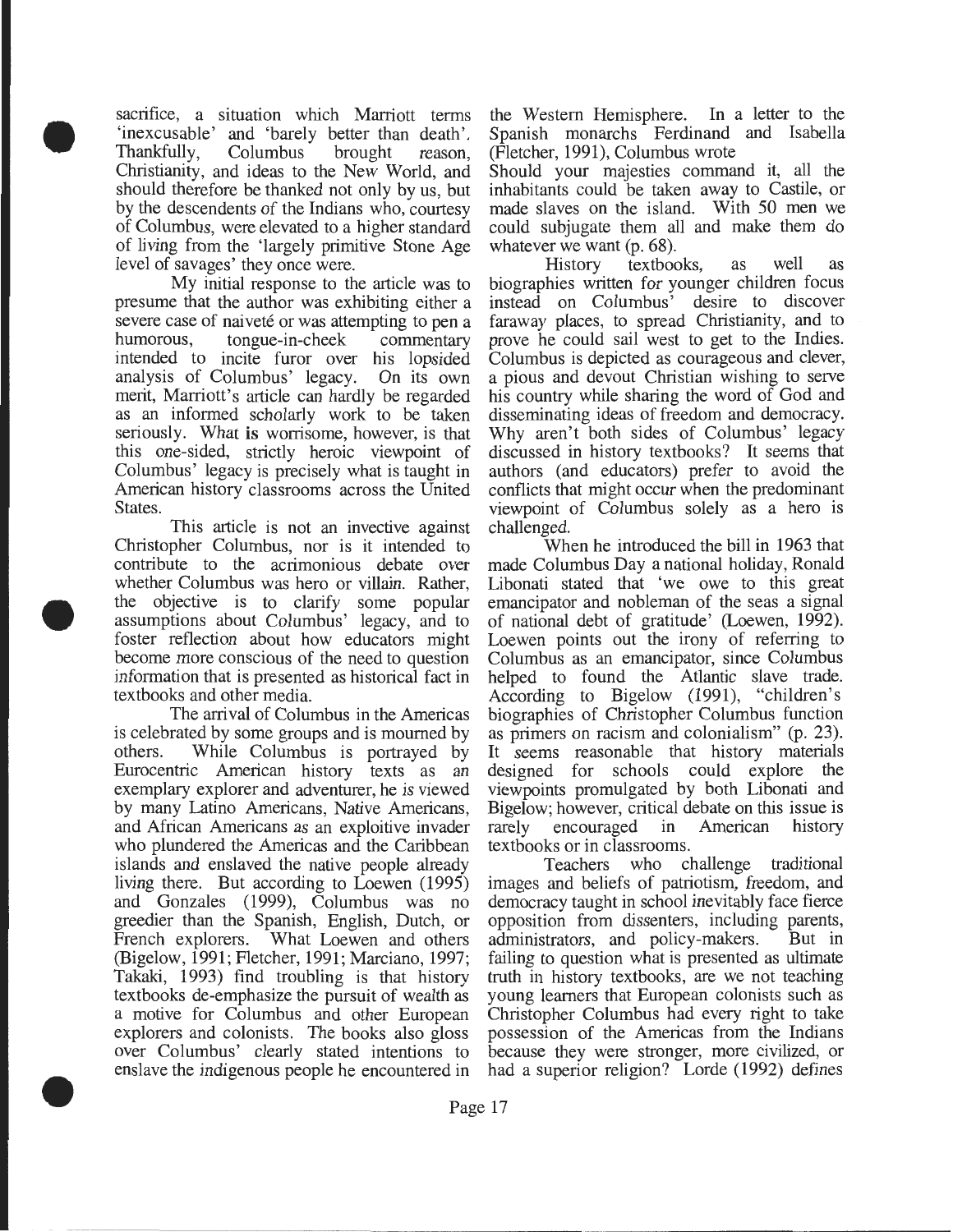sacrifice, a situation which Marriott terms 'inexcusable' and 'barely better than death'. Thankfully, Columbus brought reason, Christianity, and ideas to the New World, and should therefore be thanked not only by us, but by the descendents of the Indians who, courtesy of Columbus, were elevated to a higher standard of living from the 'largely primitive Stone Age level of savages' they once were.

My initial response to the article was to presume that the author was exhibiting either a severe case of naiveté or was attempting to pen a humorous, tongue-in-cheek commentary intended to incite furor over his lopsided analysis of Columbus' legacy. On its own merit, Marriott's article can hardly be regarded as an informed scholarly work to be taken seriously. What is worrisome, however, is that this one-sided, strictly heroic viewpoint of Columbus' legacy is precisely what is taught in American history classrooms across the United States.

This article is not an invective against Christopher Columbus, nor is it intended to contribute to the acrimonious debate over whether Columbus was hero or villain. Rather, the objective is to clarify some popular assumptions about Columbus' legacy, and to foster reflection about how educators might become more conscious of the need to question information that is presented as historical fact in textbooks and other media.

The arrival of Columbus in the Americas is celebrated by some groups and is mourned by others. While Columbus is portrayed by Eurocentric American history texts as an exemplary explorer and adventurer, he is viewed by many Latino Americans, Native Americans, and African Americans as an exploitive invader who plundered the Americas and the Caribbean islands and enslaved the native people already living there. But according to Loewen (1995) and Gonzales (1999), Columbus was no greedier than the Spanish, English, Dutch, or French explorers. What Loewen and others (Bigelow, 1991; Fletcher, 1991; Marciano, 1997; Takaki, 1993) find troubling is that history textbooks de-emphasize the pursuit of wealth as a motive for Columbus and other European explorers and colonists. The books also gloss over Columbus' clearly stated intentions to enslave the indigenous people he encountered in the Western Hemisphere. In a letter to the Spanish monarchs Ferdinand and Isabella (Fletcher, 1991), Columbus wrote

Should your majesties command it, all the inhabitants could be taken away to Castile, or made slaves on the island. With 50 men we could subjugate them all and make them do whatever we want (p. 68).

History textbooks, as well as biographies written for younger children focus instead on Columbus' desire to discover faraway places, to spread Christianity, and to prove he could sail west to get to the Indies. Columbus is depicted as courageous and clever, a pious and devout Christian wishing to serve his country while sharing the word of God and disseminating ideas of freedom and democracy. Why aren't both sides of Columbus' legacy discussed in history textbooks? It seems that authors (and educators) prefer to avoid the conflicts that might occur when the predominant viewpoint of Columbus solely as a hero is challenged.

When he introduced the bill in 1963 that made Columbus Day a national holiday, Ronald Libonati stated that 'we owe to this great emancipator and nobleman of the seas a signal of national debt of gratitude' (Loewen, 1992). Loewen points out the irony of referring to Columbus as an emancipator, since Columbus helped to found the Atlantic slave trade. According to Bigelow (1991), "children's biographies of Christopher Columbus function as primers on racism and colonialism" (p. 23). It seems reasonable that history materials designed for schools could explore the viewpoints promulgated by both Libonati and Bigelow; however, critical debate on this issue is rarely encouraged in American history textbooks or in classrooms.

Teachers who challenge traditional images and beliefs of patriotism, freedom, and democracy taught in school inevitably face fierce opposition from dissenters, including parents, administrators, and policy-makers. But in failing to question what is presented as ultimate truth in history textbooks, are we not teaching young learners that European colonists such as Christopher Columbus had every right to take possession of the Americas from the Indians because they were stronger, more civilized, or had a superior religion? Lorde (1992) defines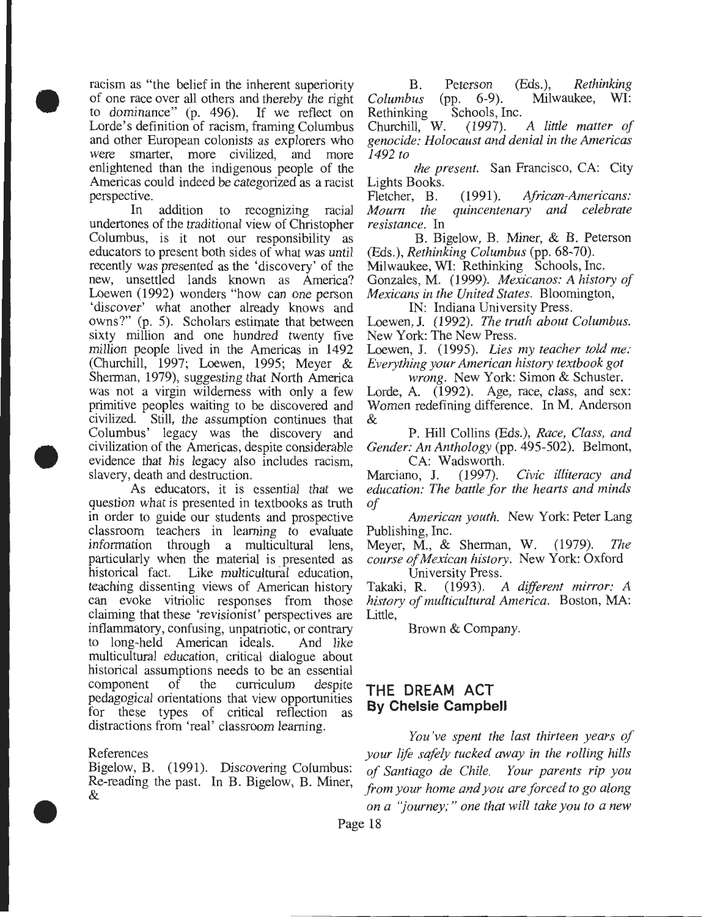racism as "the belief in the inherent superiority of one race over all others and thereby the right to dominance" (p. 496). If we reflect on Lorde's definition of racism, framing Columbus and other European colonists as explorers who were smarter, more civilized, and more enlightened than the indigenous people of the Americas could indeed be categorized as a racist perspective.

In addition to recognizing racial undertones of the traditional view of Christopher Columbus, is it not our responsibility as educators to present both sides of what was until recently was presented as the 'discovery' of the new, unsettled lands known as America? Loewen (1992) wonders "how can one person 'discover' what another already knows and owns?" (p. 5). Scholars estimate that between sixty million and one hundred twenty five million people lived in the Americas in 1492 (Churchill, 1997; Loewen, 1995; Meyer & Sherman, 1979), suggesting that North America was not a virgin wilderness with only a few primitive peoples waiting to be discovered and civilized. Still, the assumption continues that Columbus' legacy was the discovery and civilization of the Americas, despite considerable evidence that his legacy also includes racism, slavery, death and destruction.

As educators, it is essential that we question what is presented in textbooks as truth in order to guide our students and prospective classroom teachers in learning to evaluate information through a multicultural lens, particularly when the material is presented as historical fact. Like multicultural education, teaching dissenting views of American history can evoke vitriolic responses from those claiming that these 'revisionist' perspectives are inflammatory, confusing, unpatriotic, or contrary to long-held American ideals. And like multicultural education, critical dialogue about historical assumptions needs to be an essential component of the curriculum despite pedagogical orientations that view opportunities for these types of critical reflection as distractions from 'real' classroom learning.

References

Bigelow, B. (1991). Discovering Columbus: Re-reading the past. In B. Bigelow, B. Miner, & B. Peterson (Eds.), *Rethinking Columbus* (pp. 6-9). Milwaukee, WI: Rethinking Schools, Inc.

Churchill, W. (1997). *A little matter of genocide: Holocaust and denial in the Americas 1492 to the present.* San Francisco, CA: City Lights Books.

Fletcher, B. (1991). *African-Americans: Mourn the quincentenary and celebrate resistance.* In B. Bigelow, B. Miner, & B. Peterson (Eds.), *Rethinking Columbus* (pp. 68-70). Milwaukee, WI: Rethinking Schools, Inc.

Gonzales, M. (1999). *Mexicanos: A history of Mexicans in the United States.* Bloomington, IN: Indiana University Press.

Loewen, J. (1992). *The truth about Columbus.* New York: The New Press.

Loewen, J. (1995). *Lies my teacher told me: Everything your American history textbook got wrong.* New York: Simon & Schuster.

Lorde, A. (1992). Age, race, class, and sex: Women redefining difference. In M. Anderson & P. Hill Collins (Eds.), *Race, Class, and Gender: An Anthology* (pp. 495-502). Belmont, CA: Wadsworth.

Marciano, J. (1997). *Civic illiteracy and education: The battle for the hearts and minds of American youth.* New York: Peter Lang Publishing, Inc.

Meyer, M., & Sherman, W. (1979). *The course of Mexican history.* New York: Oxford University Press.

Takaki, R. (1993). *A different mirror: A history of multicultural America.* Boston, MA: Little, Brown & Company.

## THE DREAM ACT
### By Chelsie Campbell

*You've spent the last thirteen years of your life safely tucked away in the rolling hills of Santiago de Chile. Your parents rip you from your home and you are forced to go along on a "journey;" one that will take you to a new*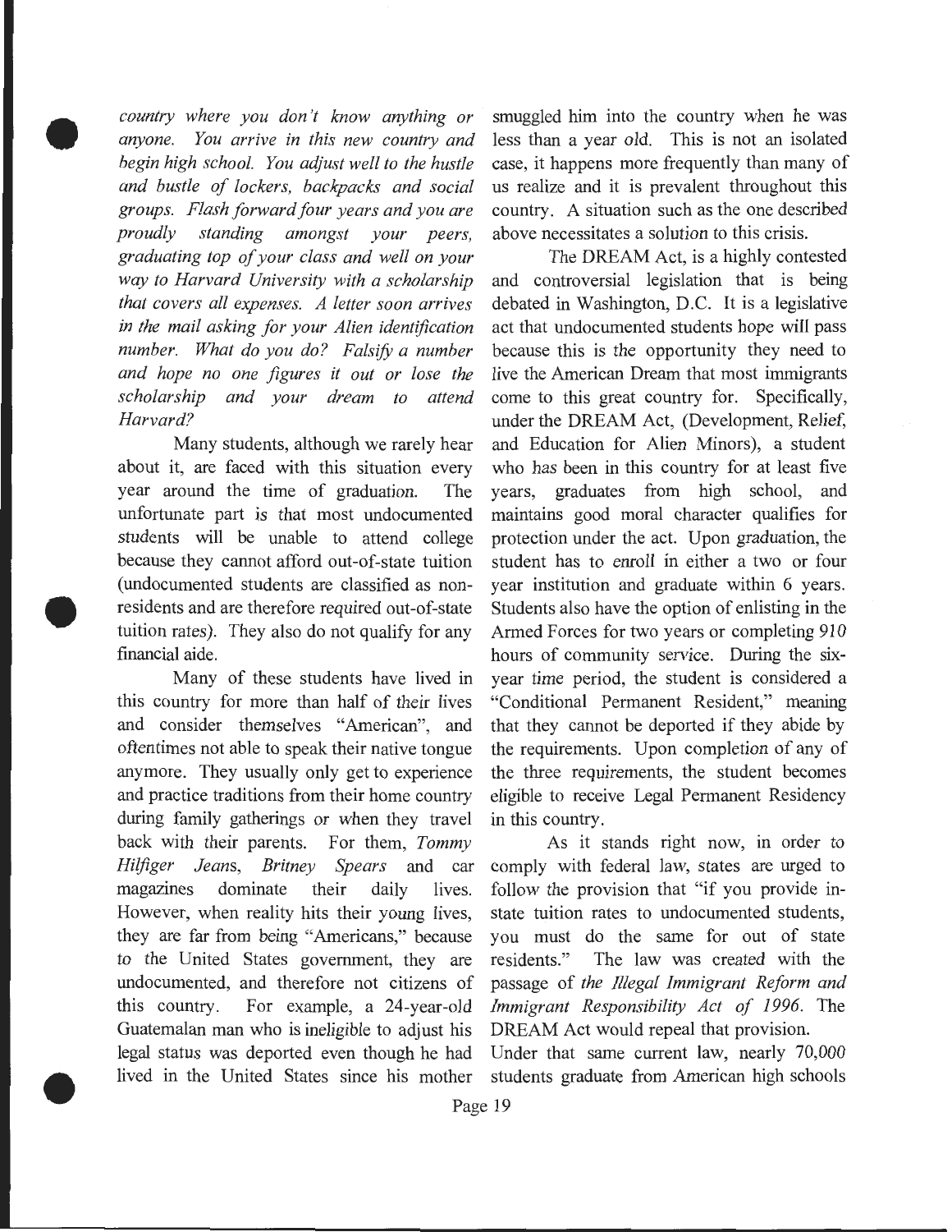*country where you don't know anything or anyone. You arrive in this new country and begin high school. You adjust well to the hustle and bustle of lockers, backpacks and social groups. Flash forward four years and you are proudly standing amongst your peers, graduating top of your class and well on your way to Harvard University with a scholarship that covers all expenses. A letter soon arrives in the mail asking for your Alien identification number. What do you do? Falsify a number and hope no one figures it out or lose the scholarship and your dream to attend Harvard?*

Many students, although we rarely hear about it, are faced with this situation every year around the time of graduation. The unfortunate part is that most undocumented students will be unable to attend college because they cannot afford out-of-state tuition (undocumented students are classified as non-residents and are therefore required out-of-state tuition rates). They also do not qualify for any financial aide.

Many of these students have lived in this country for more than half of their lives and consider themselves "American", and oftentimes not able to speak their native tongue anymore. They usually only get to experience and practice traditions from their home country during family gatherings or when they travel back with their parents. For them, *Tommy Hilfiger Jeans*, *Britney Spears* and car magazines dominate their daily lives. However, when reality hits their young lives, they are far from being "Americans," because to the United States government, they are undocumented, and therefore not citizens of this country. For example, a 24-year-old Guatemalan man who is ineligible to adjust his legal status was deported even though he had lived in the United States since his mother smuggled him into the country when he was less than a year old. This is not an isolated case, it happens more frequently than many of us realize and it is prevalent throughout this country. A situation such as the one described above necessitates a solution to this crisis.

The DREAM Act, is a highly contested and controversial legislation that is being debated in Washington, D.C. It is a legislative act that undocumented students hope will pass because this is the opportunity they need to live the American Dream that most immigrants come to this great country for. Specifically, under the DREAM Act, (Development, Relief, and Education for Alien Minors), a student who has been in this country for at least five years, graduates from high school, and maintains good moral character qualifies for protection under the act. Upon graduation, the student has to enroll in either a two or four year institution and graduate within 6 years. Students also have the option of enlisting in the Armed Forces for two years or completing 910 hours of community service. During the six-year time period, the student is considered a "Conditional Permanent Resident," meaning that they cannot be deported if they abide by the requirements. Upon completion of any of the three requirements, the student becomes eligible to receive Legal Permanent Residency in this country.

As it stands right now, in order to comply with federal law, states are urged to follow the provision that "if you provide in-state tuition rates to undocumented students, you must do the same for out of state residents." The law was created with the passage of *the Illegal Immigrant Reform and Immigrant Responsibility Act of 1996*. The DREAM Act would repeal that provision.

Under that same current law, nearly 70,000 students graduate from American high schools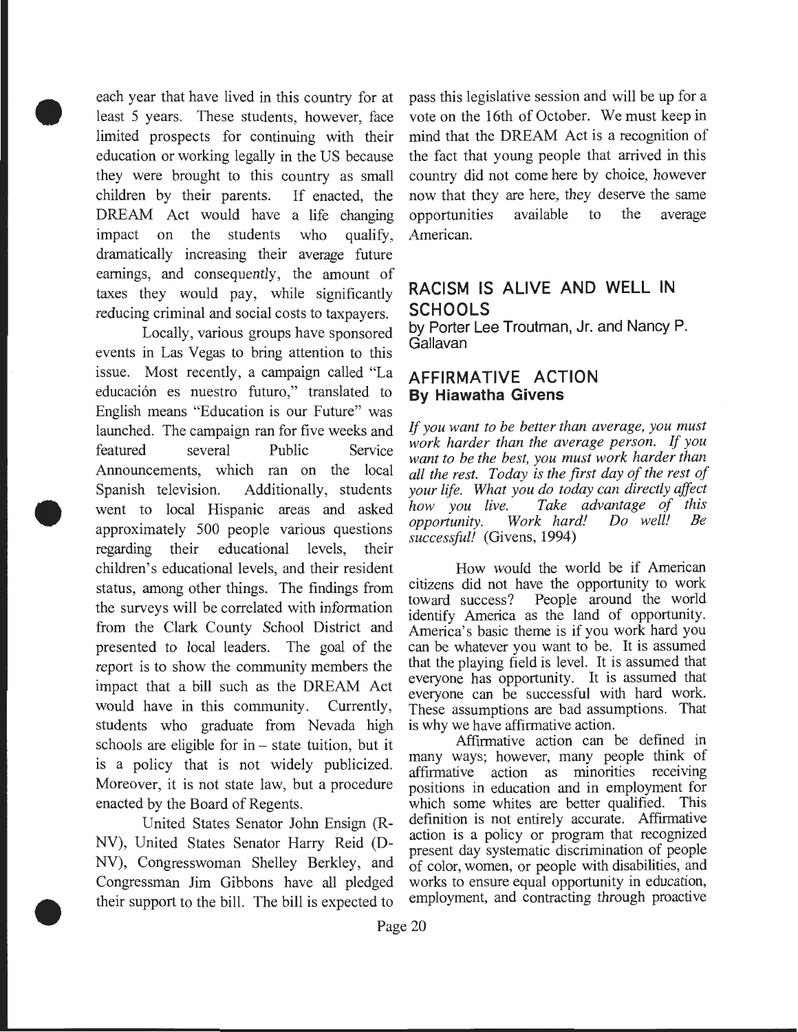each year that have lived in this country for at least 5 years. These students, however, face limited prospects for continuing with their education or working legally in the US because they were brought to this country as small children by their parents. If enacted, the DREAM Act would have a life changing impact on the students who qualify, dramatically increasing their average future earnings, and consequently, the amount of taxes they would pay, while significantly reducing criminal and social costs to taxpayers.

Locally, various groups have sponsored events in Las Vegas to bring attention to this issue. Most recently, a campaign called "La educación es nuestro futuro," translated to English means "Education is our Future" was launched. The campaign ran for five weeks and featured several Public Service Announcements, which ran on the local Spanish television. Additionally, students went to local Hispanic areas and asked approximately 500 people various questions regarding their educational levels, their children's educational levels, and their resident status, among other things. The findings from the surveys will be correlated with information from the Clark County School District and presented to local leaders. The goal of the report is to show the community members the impact that a bill such as the DREAM Act would have in this community. Currently, students who graduate from Nevada high schools are eligible for in – state tuition, but it is a policy that is not widely publicized. Moreover, it is not state law, but a procedure enacted by the Board of Regents.

United States Senator John Ensign (R-NV), United States Senator Harry Reid (D-NV), Congresswoman Shelley Berkley, and Congressman Jim Gibbons have all pledged their support to the bill. The bill is expected to pass this legislative session and will be up for a vote on the 16th of October. We must keep in mind that the DREAM Act is a recognition of the fact that young people that arrived in this country did not come here by choice, however now that they are here, they deserve the same opportunities available to the average American.

## RACISM IS ALIVE AND WELL IN SCHOOLS

by Porter Lee Troutman, Jr. and Nancy P. Gallavan

## AFFIRMATIVE ACTION

**By Hiawatha Givens**

*If you want to be better than average, you must work harder than the average person. If you want to be the best, you must work harder than all the rest. Today is the first day of the rest of your life. What you do today can directly affect how you live. Take advantage of this opportunity. Work hard! Do well! Be successful!* (Givens, 1994)

How would the world be if American citizens did not have the opportunity to work toward success? People around the world identify America as the land of opportunity. America's basic theme is if you work hard you can be whatever you want to be. It is assumed that the playing field is level. It is assumed that everyone has opportunity. It is assumed that everyone can be successful with hard work. These assumptions are bad assumptions. That is why we have affirmative action.

Affirmative action can be defined in many ways; however, many people think of affirmative action as minorities receiving positions in education and in employment for which some whites are better qualified. This definition is not entirely accurate. Affirmative action is a policy or program that recognized present day systematic discrimination of people of color, women, or people with disabilities, and works to ensure equal opportunity in education, employment, and contracting through proactive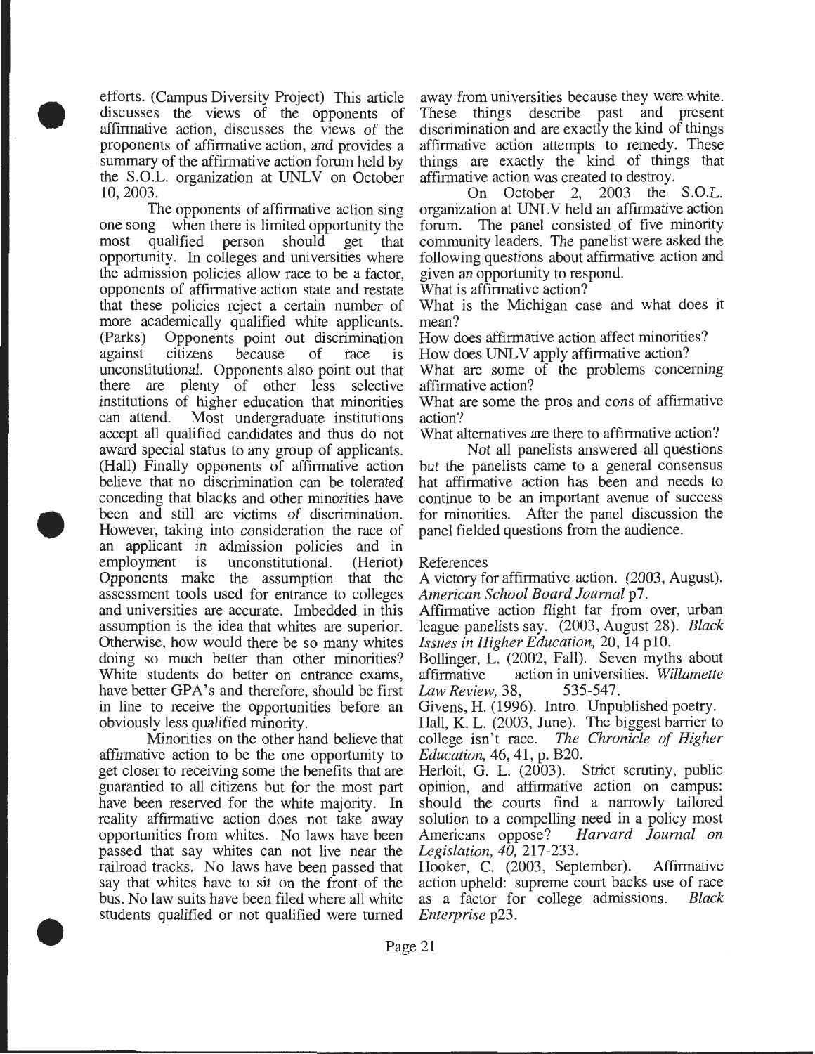efforts. (Campus Diversity Project) This article discusses the views of the opponents of affirmative action, discusses the views of the proponents of affirmative action, and provides a summary of the affirmative action forum held by the S.O.L. organization at UNLV on October 10, 2003.

The opponents of affirmative action sing one song—when there is limited opportunity the most qualified person should get that opportunity. In colleges and universities where the admission policies allow race to be a factor, opponents of affirmative action state and restate that these policies reject a certain number of more academically qualified white applicants. (Parks) Opponents point out discrimination against citizens because of race is unconstitutional. Opponents also point out that there are plenty of other less selective institutions of higher education that minorities can attend. Most undergraduate institutions accept all qualified candidates and thus do not award special status to any group of applicants. (Hall) Finally opponents of affirmative action believe that no discrimination can be tolerated conceding that blacks and other minorities have been and still are victims of discrimination. However, taking into consideration the race of an applicant in admission policies and in employment is unconstitutional. (Heriot) Opponents make the assumption that the assessment tools used for entrance to colleges and universities are accurate. Imbedded in this assumption is the idea that whites are superior. Otherwise, how would there be so many whites doing so much better than other minorities? White students do better on entrance exams, have better GPA's and therefore, should be first in line to receive the opportunities before an obviously less qualified minority.

Minorities on the other hand believe that affirmative action to be the one opportunity to get closer to receiving some the benefits that are guarantied to all citizens but for the most part have been reserved for the white majority. In reality affirmative action does not take away opportunities from whites. No laws have been passed that say whites can not live near the railroad tracks. No laws have been passed that say that whites have to sit on the front of the bus. No law suits have been filed where all white students qualified or not qualified were turned away from universities because they were white. These things describe past and present discrimination and are exactly the kind of things affirmative action attempts to remedy. These things are exactly the kind of things that affirmative action was created to destroy.

On October 2, 2003 the S.O.L. organization at UNLV held an affirmative action forum. The panel consisted of five minority community leaders. The panelist were asked the following questions about affirmative action and given an opportunity to respond.

What is affirmative action?
What is the Michigan case and what does it mean?
How does affirmative action affect minorities?
How does UNLV apply affirmative action?
What are some of the problems concerning affirmative action?
What are some the pros and cons of affirmative action?
What alternatives are there to affirmative action?

Not all panelists answered all questions but the panelists came to a general consensus hat affirmative action has been and needs to continue to be an important avenue of success for minorities. After the panel discussion the panel fielded questions from the audience.

References

A victory for affirmative action. (2003, August). *American School Board Journal* p7.

Affirmative action flight far from over, urban league panelists say. (2003, August 28). *Black Issues in Higher Education,* 20, 14 p10.

Bollinger, L. (2002, Fall). Seven myths about affirmative action in universities. *Willamette Law Review,* 38, 535-547.

Givens, H. (1996). Intro. Unpublished poetry.

Hall, K. L. (2003, June). The biggest barrier to college isn't race. *The Chronicle of Higher Education,* 46, 41, p. B20.

Herloit, G. L. (2003). Strict scrutiny, public opinion, and affirmative action on campus: should the courts find a narrowly tailored solution to a compelling need in a policy most Americans oppose? *Harvard Journal on Legislation, 40,* 217-233.

Hooker, C. (2003, September). Affirmative action upheld: supreme court backs use of race as a factor for college admissions. *Black Enterprise* p23.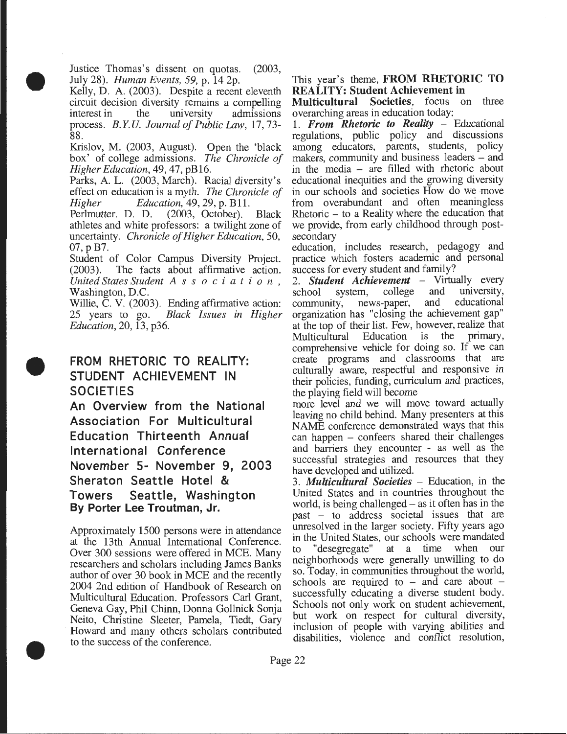Justice Thomas's dissent on quotas. (2003, July 28). *Human Events, 59*, p. 14 2p.

Kelly, D. A. (2003). Despite a recent eleventh circuit decision diversity remains a compelling interest in the university admissions process. *B.Y.U. Journal of Public Law*, 17, 73-88.

Krislov, M. (2003, August). Open the 'black box' of college admissions. *The Chronicle of Higher Education*, 49, 47, pB16.

Parks, A. L. (2003, March). Racial diversity's effect on education is a myth. *The Chronicle of Higher Education*, 49, 29, p. B11.

Perlmutter. D. D. (2003, October). Black athletes and white professors: a twilight zone of uncertainty. *Chronicle of Higher Education*, 50, 07, p B7.

Student of Color Campus Diversity Project. (2003). The facts about affirmative action. *United States Student Association*, Washington, D.C.

Willie, C. V. (2003). Ending affirmative action: 25 years to go. *Black Issues in Higher Education*, 20, 13, p36.

## FROM RHETORIC TO REALITY: STUDENT ACHIEVEMENT IN SOCIETIES

### An Overview from the National Association For Multicultural Education Thirteenth Annual International Conference November 5- November 9, 2003 Sheraton Seattle Hotel & Towers Seattle, Washington

**By Porter Lee Troutman, Jr.**

Approximately 1500 persons were in attendance at the 13th Annual International Conference. Over 300 sessions were offered in MCE. Many researchers and scholars including James Banks author of over 30 book in MCE and the recently 2004 2nd edition of Handbook of Research on Multicultural Education. Professors Carl Grant, Geneva Gay, Phil Chinn, Donna Gollnick Sonja Neito, Christine Sleeter, Pamela, Tiedt, Gary Howard and many others scholars contributed to the success of the conference.

This year's theme, **FROM RHETORIC TO REALITY: Student Achievement in Multicultural Societies**, focus on three overarching areas in education today:

1. ***From Rhetoric to Reality*** – Educational regulations, public policy and discussions among educators, parents, students, policy makers, community and business leaders – and in the media – are filled with rhetoric about educational inequities and the growing diversity in our schools and societies How do we move from overabundant and often meaningless Rhetoric – to a Reality where the education that we provide, from early childhood through post-secondary education, includes research, pedagogy and practice which fosters academic and personal success for every student and family?

2. ***Student Achievement*** – Virtually every school system, college and university, community, news-paper, and educational organization has "closing the achievement gap" at the top of their list. Few, however, realize that Multicultural Education is the primary, comprehensive vehicle for doing so. If we can create programs and classrooms that are culturally aware, respectful and responsive in their policies, funding, curriculum and practices, the playing field will become more level and we will move toward actually leaving no child behind. Many presenters at this NAME conference demonstrated ways that this can happen – confeers shared their challenges and barriers they encounter - as well as the successful strategies and resources that they have developed and utilized.

3. ***Multicultural Societies*** – Education, in the United States and in countries throughout the world, is being challenged – as it often has in the past – to address societal issues that are unresolved in the larger society. Fifty years ago in the United States, our schools were mandated to "desegregate" at a time when our neighborhoods were generally unwilling to do so. Today, in communities throughout the world, schools are required to – and care about – successfully educating a diverse student body. Schools not only work on student achievement, but work on respect for cultural diversity, inclusion of people with varying abilities and disabilities, violence and conflict resolution,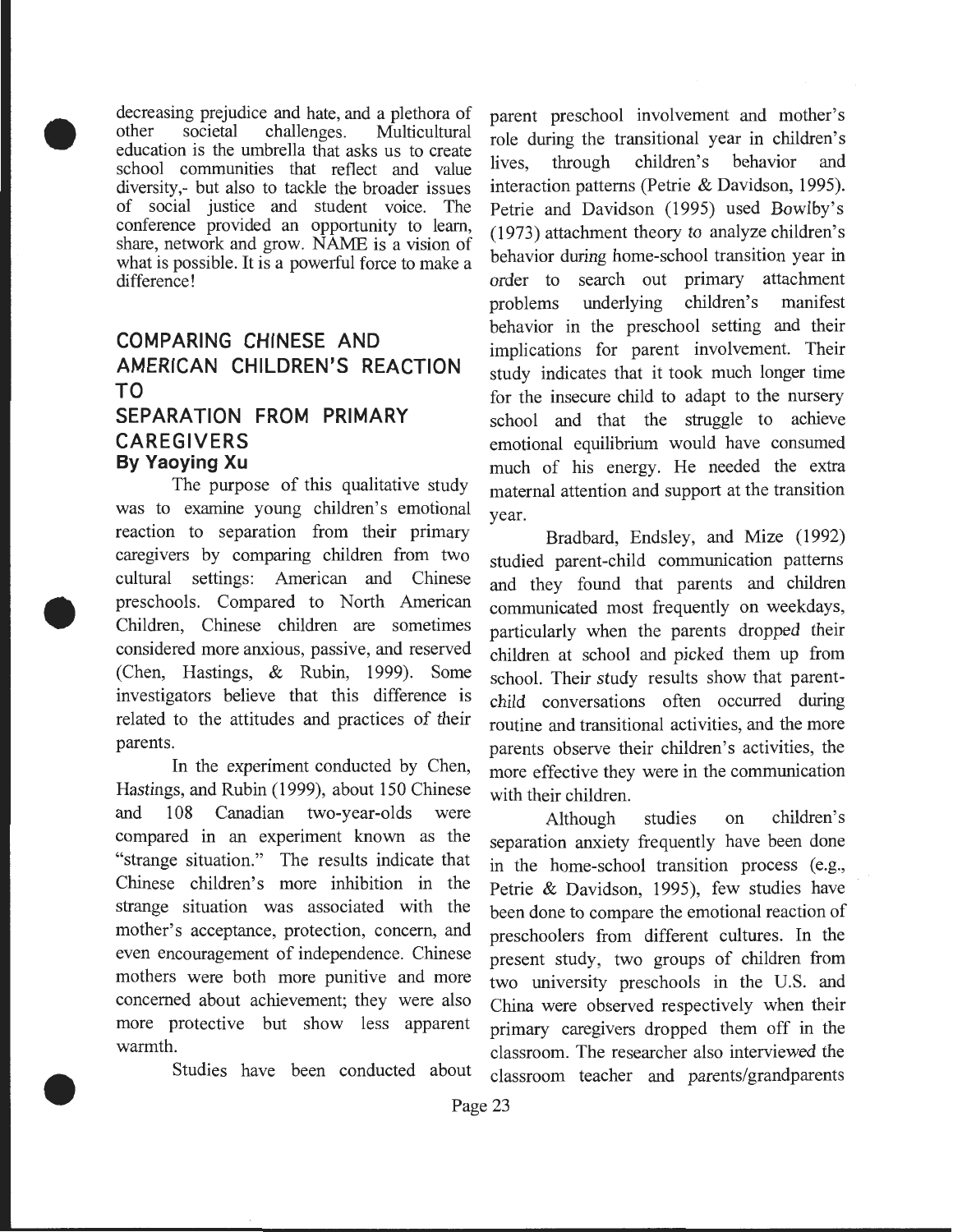decreasing prejudice and hate, and a plethora of other societal challenges. Multicultural education is the umbrella that asks us to create school communities that reflect and value diversity,- but also to tackle the broader issues of social justice and student voice. The conference provided an opportunity to learn, share, network and grow. NAME is a vision of what is possible. It is a powerful force to make a difference!

## COMPARING CHINESE AND AMERICAN CHILDREN'S REACTION TO SEPARATION FROM PRIMARY CAREGIVERS

**By Yaoying Xu**

The purpose of this qualitative study was to examine young children's emotional reaction to separation from their primary caregivers by comparing children from two cultural settings: American and Chinese preschools. Compared to North American Children, Chinese children are sometimes considered more anxious, passive, and reserved (Chen, Hastings, & Rubin, 1999). Some investigators believe that this difference is related to the attitudes and practices of their parents.

In the experiment conducted by Chen, Hastings, and Rubin (1999), about 150 Chinese and 108 Canadian two-year-olds were compared in an experiment known as the "strange situation." The results indicate that Chinese children's more inhibition in the strange situation was associated with the mother's acceptance, protection, concern, and even encouragement of independence. Chinese mothers were both more punitive and more concerned about achievement; they were also more protective but show less apparent warmth.

Studies have been conducted about parent preschool involvement and mother's role during the transitional year in children's lives, through children's behavior and interaction patterns (Petrie & Davidson, 1995). Petrie and Davidson (1995) used Bowlby's (1973) attachment theory to analyze children's behavior during home-school transition year in order to search out primary attachment problems underlying children's manifest behavior in the preschool setting and their implications for parent involvement. Their study indicates that it took much longer time for the insecure child to adapt to the nursery school and that the struggle to achieve emotional equilibrium would have consumed much of his energy. He needed the extra maternal attention and support at the transition year.

Bradbard, Endsley, and Mize (1992) studied parent-child communication patterns and they found that parents and children communicated most frequently on weekdays, particularly when the parents dropped their children at school and picked them up from school. Their study results show that parent-child conversations often occurred during routine and transitional activities, and the more parents observe their children's activities, the more effective they were in the communication with their children.

Although studies on children's separation anxiety frequently have been done in the home-school transition process (e.g., Petrie & Davidson, 1995), few studies have been done to compare the emotional reaction of preschoolers from different cultures. In the present study, two groups of children from two university preschools in the U.S. and China were observed respectively when their primary caregivers dropped them off in the classroom. The researcher also interviewed the classroom teacher and parents/grandparents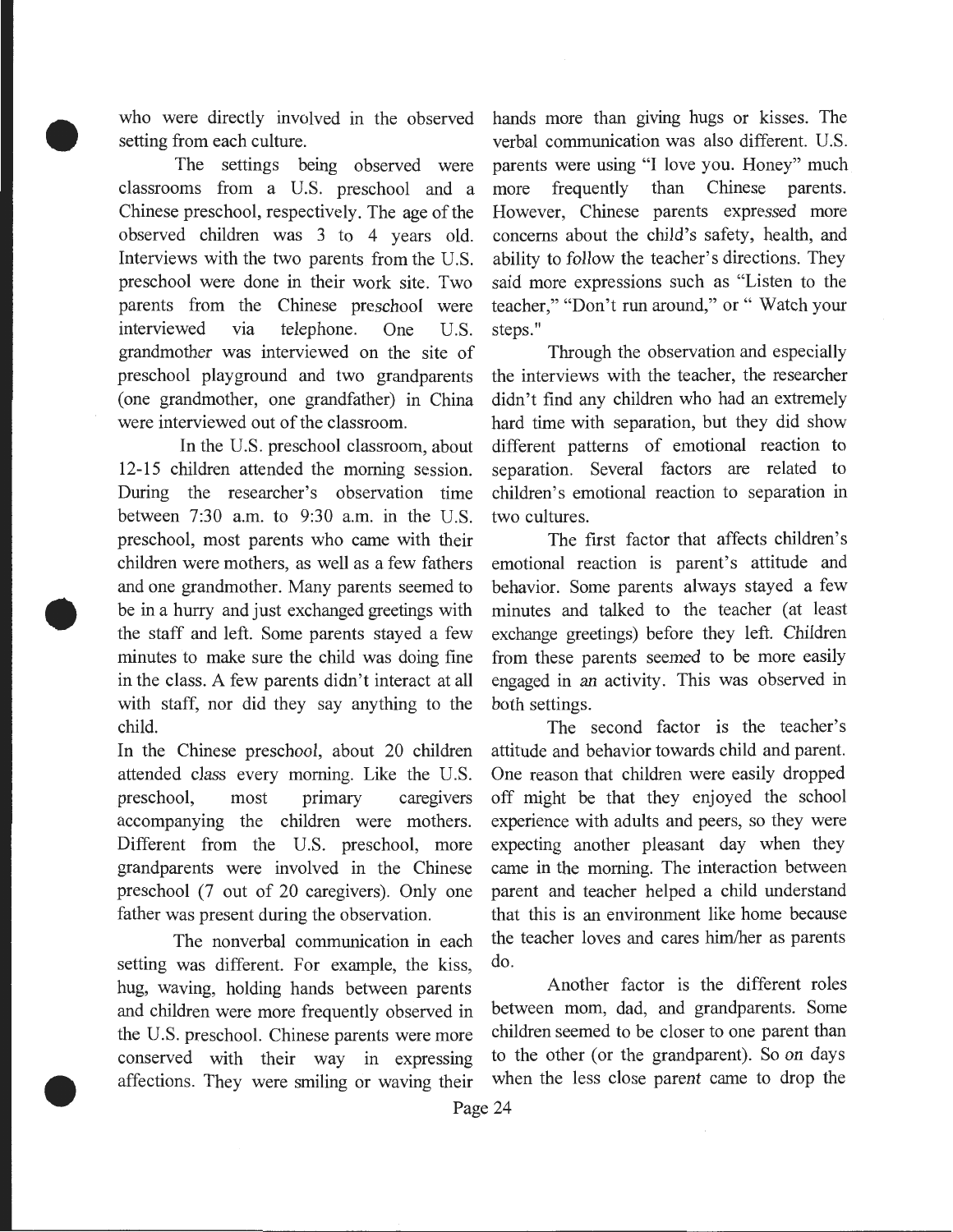who were directly involved in the observed setting from each culture.

The settings being observed were classrooms from a U.S. preschool and a Chinese preschool, respectively. The age of the observed children was 3 to 4 years old. Interviews with the two parents from the U.S. preschool were done in their work site. Two parents from the Chinese preschool were interviewed via telephone. One U.S. grandmother was interviewed on the site of preschool playground and two grandparents (one grandmother, one grandfather) in China were interviewed out of the classroom.

In the U.S. preschool classroom, about 12-15 children attended the morning session. During the researcher's observation time between 7:30 a.m. to 9:30 a.m. in the U.S. preschool, most parents who came with their children were mothers, as well as a few fathers and one grandmother. Many parents seemed to be in a hurry and just exchanged greetings with the staff and left. Some parents stayed a few minutes to make sure the child was doing fine in the class. A few parents didn't interact at all with staff, nor did they say anything to the child.

In the Chinese preschool, about 20 children attended class every morning. Like the U.S. preschool, most primary caregivers accompanying the children were mothers. Different from the U.S. preschool, more grandparents were involved in the Chinese preschool (7 out of 20 caregivers). Only one father was present during the observation.

The nonverbal communication in each setting was different. For example, the kiss, hug, waving, holding hands between parents and children were more frequently observed in the U.S. preschool. Chinese parents were more conserved with their way in expressing affections. They were smiling or waving their hands more than giving hugs or kisses. The verbal communication was also different. U.S. parents were using "I love you. Honey" much more frequently than Chinese parents. However, Chinese parents expressed more concerns about the child's safety, health, and ability to follow the teacher's directions. They said more expressions such as "Listen to the teacher," "Don't run around," or " Watch your steps."

Through the observation and especially the interviews with the teacher, the researcher didn't find any children who had an extremely hard time with separation, but they did show different patterns of emotional reaction to separation. Several factors are related to children's emotional reaction to separation in two cultures.

The first factor that affects children's emotional reaction is parent's attitude and behavior. Some parents always stayed a few minutes and talked to the teacher (at least exchange greetings) before they left. Children from these parents seemed to be more easily engaged in an activity. This was observed in both settings.

The second factor is the teacher's attitude and behavior towards child and parent. One reason that children were easily dropped off might be that they enjoyed the school experience with adults and peers, so they were expecting another pleasant day when they came in the morning. The interaction between parent and teacher helped a child understand that this is an environment like home because the teacher loves and cares him/her as parents do.

Another factor is the different roles between mom, dad, and grandparents. Some children seemed to be closer to one parent than to the other (or the grandparent). So on days when the less close parent came to drop the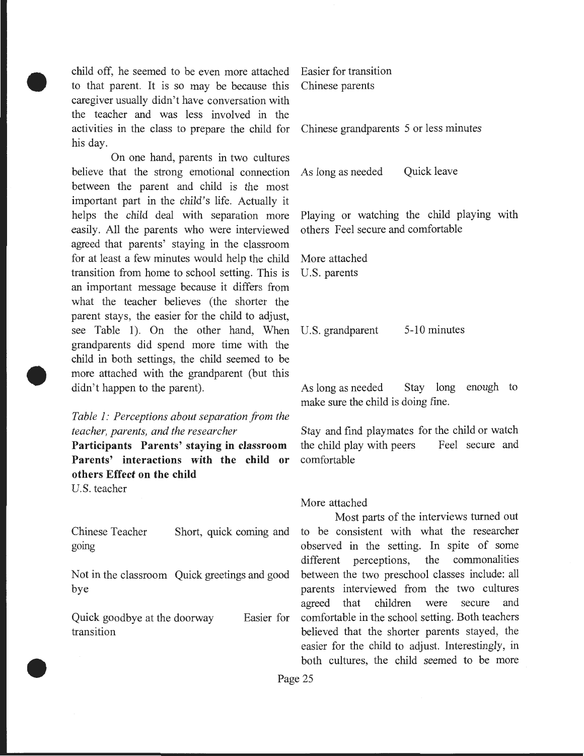child off, he seemed to be even more attached to that parent. It is so may be because this caregiver usually didn't have conversation with the teacher and was less involved in the activities in the class to prepare the child for his day.

On one hand, parents in two cultures believe that the strong emotional connection between the parent and child is the most important part in the child's life. Actually it helps the child deal with separation more easily. All the parents who were interviewed agreed that parents' staying in the classroom for at least a few minutes would help the child transition from home to school setting. This is an important message because it differs from what the teacher believes (the shorter the parent stays, the easier for the child to adjust, see Table 1). On the other hand, When grandparents did spend more time with the child in both settings, the child seemed to be more attached with the grandparent (but this didn't happen to the parent).

*Table 1: Perceptions about separation from the teacher, parents, and the researcher*

| **Participants** | **Parents' staying in classroom** | **Parents' interactions with the child or others** | **Effect on the child** |
|---|---|---|---|
| U.S. teacher | Not in the classroom | Quick goodbye at the doorway | Easier for transition |
| Chinese Teacher | Short, quick coming and going | Quick greetings and good bye | Easier for transition |
| Chinese parents | As long as needed | Playing or watching the child playing with others | Feel secure and comfortable |
| Chinese grandparents | 5 or less minutes | Quick leave | More attached |
| U.S. parents | As long as needed | Stay and find playmates for the child or watch the child play with peers | Feel secure and comfortable |
| U.S. grandparent | 5-10 minutes | Stay long enough to make sure the child is doing fine. | More attached |

Most parts of the interviews turned out to be consistent with what the researcher observed in the setting. In spite of some different perceptions, the commonalities between the two preschool classes include: all parents interviewed from the two cultures agreed that children were secure and comfortable in the school setting. Both teachers believed that the shorter parents stayed, the easier for the child to adjust. Interestingly, in both cultures, the child seemed to be more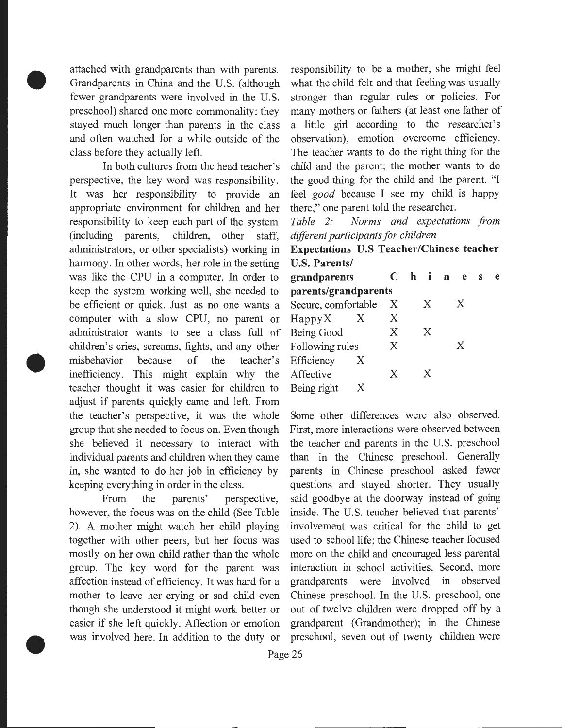attached with grandparents than with parents. Grandparents in China and the U.S. (although fewer grandparents were involved in the U.S. preschool) shared one more commonality: they stayed much longer than parents in the class and often watched for a while outside of the class before they actually left.

In both cultures from the head teacher's perspective, the key word was responsibility. It was her responsibility to provide an appropriate environment for children and her responsibility to keep each part of the system (including parents, children, other staff, administrators, or other specialists) working in harmony. In other words, her role in the setting was like the CPU in a computer. In order to keep the system working well, she needed to be efficient or quick. Just as no one wants a computer with a slow CPU, no parent or administrator wants to see a class full of children's cries, screams, fights, and any other misbehavior because of the teacher's inefficiency. This might explain why the teacher thought it was easier for children to adjust if parents quickly came and left. From the teacher's perspective, it was the whole group that she needed to focus on. Even though she believed it necessary to interact with individual parents and children when they came in, she wanted to do her job in efficiency by keeping everything in order in the class.

From the parents' perspective, however, the focus was on the child (See Table 2). A mother might watch her child playing together with other peers, but her focus was mostly on her own child rather than the whole group. The key word for the parent was affection instead of efficiency. It was hard for a mother to leave her crying or sad child even though she understood it might work better or easier if she left quickly. Affection or emotion was involved here. In addition to the duty or responsibility to be a mother, she might feel what the child felt and that feeling was usually stronger than regular rules or policies. For many mothers or fathers (at least one father of a little girl according to the researcher's observation), emotion overcome efficiency. The teacher wants to do the right thing for the child and the parent; the mother wants to do the good thing for the child and the parent. "I feel *good* because I see my child is happy there," one parent told the researcher.

*Table 2: Norms and expectations from different participants for children*

| Expectations | U.S Teacher/Chinese teacher | U.S. Parents/ grandparents | Chinese parents/grandparents | |
|---|---|---|---|---|
| Secure, comfortable | | X | X | X |
| Happy | X | X | X | |
| Being Good | | X | X | |
| Following rules | | X | | X |
| Efficiency | X | | | |
| Affective | | X | X | |
| Being right | X | | | |

Some other differences were also observed. First, more interactions were observed between the teacher and parents in the U.S. preschool than in the Chinese preschool. Generally parents in Chinese preschool asked fewer questions and stayed shorter. They usually said goodbye at the doorway instead of going inside. The U.S. teacher believed that parents' involvement was critical for the child to get used to school life; the Chinese teacher focused more on the child and encouraged less parental interaction in school activities. Second, more grandparents were involved in observed Chinese preschool. In the U.S. preschool, one out of twelve children were dropped off by a grandparent (Grandmother); in the Chinese preschool, seven out of twenty children were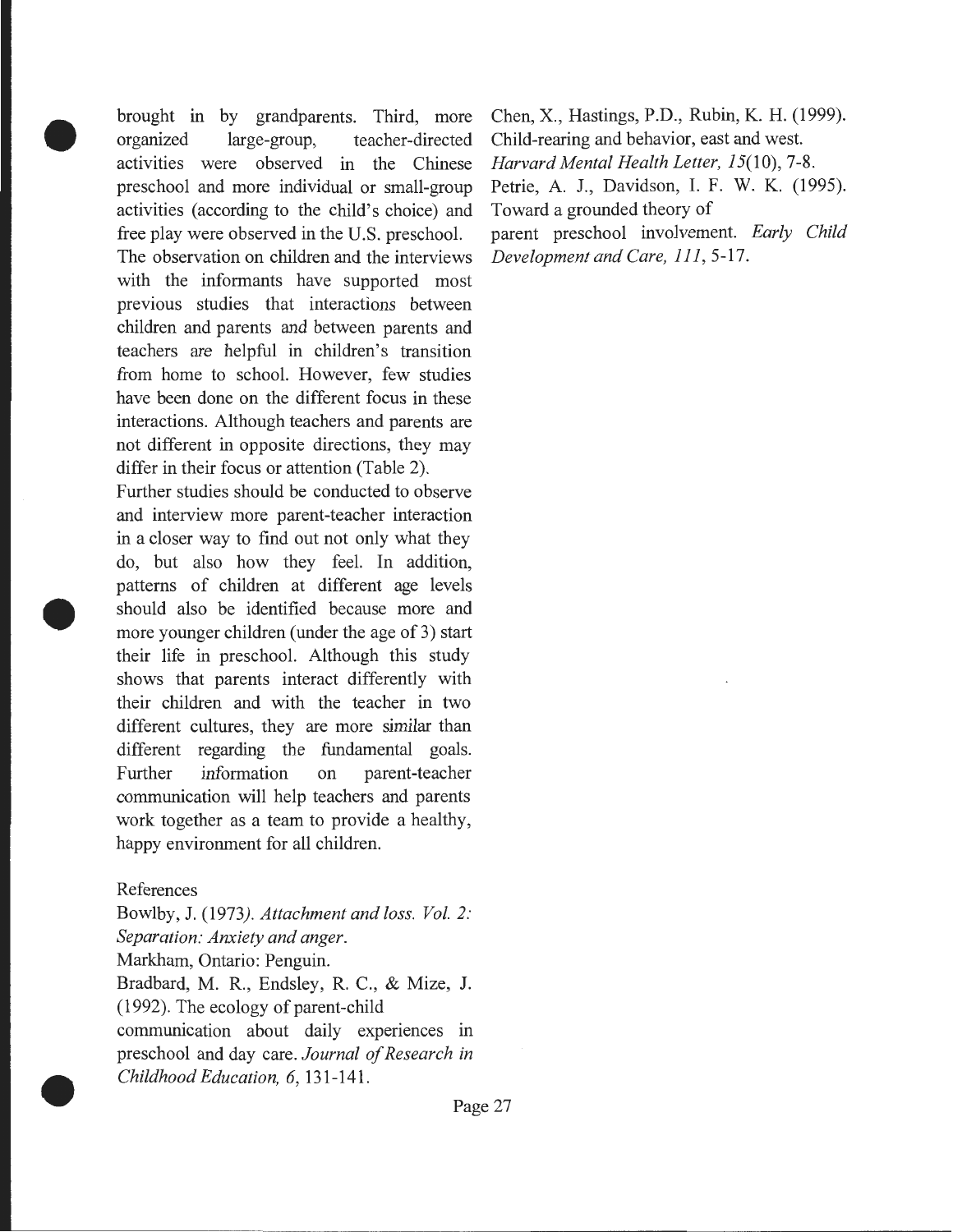brought in by grandparents. Third, more organized large-group, teacher-directed activities were observed in the Chinese preschool and more individual or small-group activities (according to the child's choice) and free play were observed in the U.S. preschool.

The observation on children and the interviews with the informants have supported most previous studies that interactions between children and parents and between parents and teachers are helpful in children's transition from home to school. However, few studies have been done on the different focus in these interactions. Although teachers and parents are not different in opposite directions, they may differ in their focus or attention (Table 2).

Further studies should be conducted to observe and interview more parent-teacher interaction in a closer way to find out not only what they do, but also how they feel. In addition, patterns of children at different age levels should also be identified because more and more younger children (under the age of 3) start their life in preschool. Although this study shows that parents interact differently with their children and with the teacher in two different cultures, they are more similar than different regarding the fundamental goals. Further information on parent-teacher communication will help teachers and parents work together as a team to provide a healthy, happy environment for all children.

References

Bowlby, J. (1973). *Attachment and loss. Vol. 2: Separation: Anxiety and anger*. Markham, Ontario: Penguin.

Bradbard, M. R., Endsley, R. C., & Mize, J. (1992). The ecology of parent-child communication about daily experiences in preschool and day care. *Journal of Research in Childhood Education, 6*, 131-141.

Chen, X., Hastings, P.D., Rubin, K. H. (1999). Child-rearing and behavior, east and west. *Harvard Mental Health Letter, 15*(10), 7-8.

Petrie, A. J., Davidson, I. F. W. K. (1995). Toward a grounded theory of parent preschool involvement. *Early Child Development and Care, 111*, 5-17.